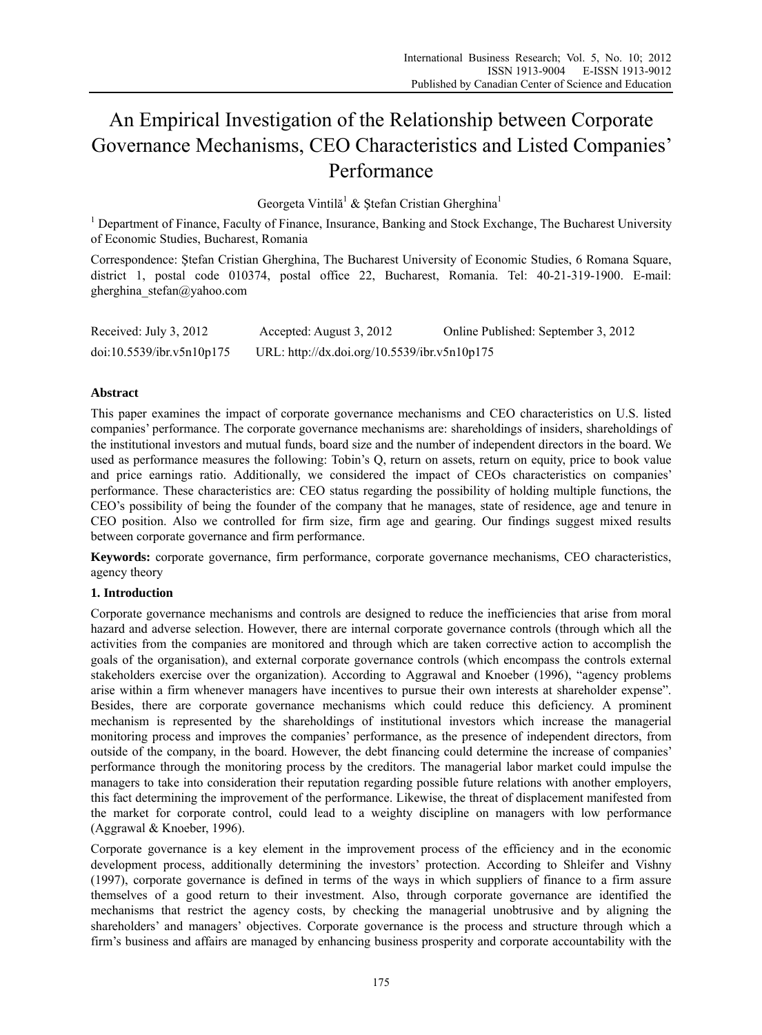# An Empirical Investigation of the Relationship between Corporate Governance Mechanisms, CEO Characteristics and Listed Companies' Performance

Georgeta Vintilă[1] & Ştefan Cristian Gherghina[1]

[1] Department of Finance, Faculty of Finance, Insurance, Banking and Stock Exchange, The Bucharest University of Economic Studies, Bucharest, Romania

Correspondence: Ştefan Cristian Gherghina, The Bucharest University of Economic Studies, 6 Romana Square, district 1, postal code 010374, postal office 22, Bucharest, Romania. Tel: 40-21-319-1900. E-mail: gherghina_stefan@yahoo.com

Received: July 3, 2012 Accepted: August 3, 2012 Online Published: September 3, 2012

doi:10.5539/ibr.v5n10p175 URL: http://dx.doi.org/10.5539/ibr.v5n10p175

## Abstract

This paper examines the impact of corporate governance mechanisms and CEO characteristics on U.S. listed companies' performance. The corporate governance mechanisms are: shareholdings of insiders, shareholdings of the institutional investors and mutual funds, board size and the number of independent directors in the board. We used as performance measures the following: Tobin's Q, return on assets, return on equity, price to book value and price earnings ratio. Additionally, we considered the impact of CEOs characteristics on companies' performance. These characteristics are: CEO status regarding the possibility of holding multiple functions, the CEO's possibility of being the founder of the company that he manages, state of residence, age and tenure in CEO position. Also we controlled for firm size, firm age and gearing. Our findings suggest mixed results between corporate governance and firm performance.

**Keywords:** corporate governance, firm performance, corporate governance mechanisms, CEO characteristics, agency theory

## 1. Introduction

Corporate governance mechanisms and controls are designed to reduce the inefficiencies that arise from moral hazard and adverse selection. However, there are internal corporate governance controls (through which all the activities from the companies are monitored and through which are taken corrective action to accomplish the goals of the organisation), and external corporate governance controls (which encompass the controls external stakeholders exercise over the organization). According to Aggrawal and Knoeber (1996), "agency problems arise within a firm whenever managers have incentives to pursue their own interests at shareholder expense". Besides, there are corporate governance mechanisms which could reduce this deficiency. A prominent mechanism is represented by the shareholdings of institutional investors which increase the managerial monitoring process and improves the companies' performance, as the presence of independent directors, from outside of the company, in the board. However, the debt financing could determine the increase of companies' performance through the monitoring process by the creditors. The managerial labor market could impulse the managers to take into consideration their reputation regarding possible future relations with another employers, this fact determining the improvement of the performance. Likewise, the threat of displacement manifested from the market for corporate control, could lead to a weighty discipline on managers with low performance (Aggrawal & Knoeber, 1996).

Corporate governance is a key element in the improvement process of the efficiency and in the economic development process, additionally determining the investors' protection. According to Shleifer and Vishny (1997), corporate governance is defined in terms of the ways in which suppliers of finance to a firm assure themselves of a good return to their investment. Also, through corporate governance are identified the mechanisms that restrict the agency costs, by checking the managerial unobtrusive and by aligning the shareholders' and managers' objectives. Corporate governance is the process and structure through which a firm's business and affairs are managed by enhancing business prosperity and corporate accountability with the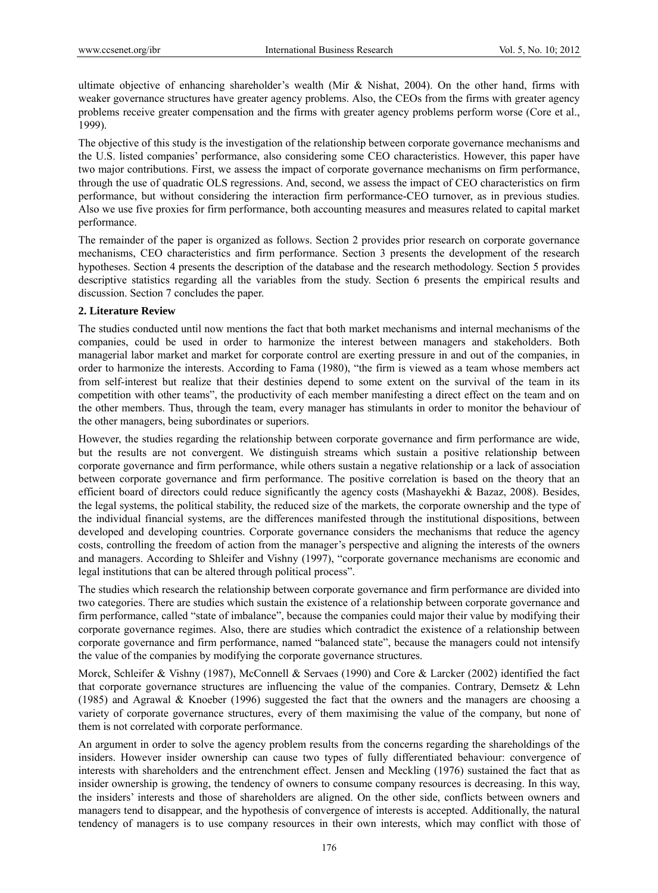ultimate objective of enhancing shareholder's wealth (Mir & Nishat, 2004). On the other hand, firms with weaker governance structures have greater agency problems. Also, the CEOs from the firms with greater agency problems receive greater compensation and the firms with greater agency problems perform worse (Core et al., 1999).

The objective of this study is the investigation of the relationship between corporate governance mechanisms and the U.S. listed companies' performance, also considering some CEO characteristics. However, this paper have two major contributions. First, we assess the impact of corporate governance mechanisms on firm performance, through the use of quadratic OLS regressions. And, second, we assess the impact of CEO characteristics on firm performance, but without considering the interaction firm performance-CEO turnover, as in previous studies. Also we use five proxies for firm performance, both accounting measures and measures related to capital market performance.

The remainder of the paper is organized as follows. Section 2 provides prior research on corporate governance mechanisms, CEO characteristics and firm performance. Section 3 presents the development of the research hypotheses. Section 4 presents the description of the database and the research methodology. Section 5 provides descriptive statistics regarding all the variables from the study. Section 6 presents the empirical results and discussion. Section 7 concludes the paper.

## 2. Literature Review

The studies conducted until now mentions the fact that both market mechanisms and internal mechanisms of the companies, could be used in order to harmonize the interest between managers and stakeholders. Both managerial labor market and market for corporate control are exerting pressure in and out of the companies, in order to harmonize the interests. According to Fama (1980), "the firm is viewed as a team whose members act from self-interest but realize that their destinies depend to some extent on the survival of the team in its competition with other teams", the productivity of each member manifesting a direct effect on the team and on the other members. Thus, through the team, every manager has stimulants in order to monitor the behaviour of the other managers, being subordinates or superiors.

However, the studies regarding the relationship between corporate governance and firm performance are wide, but the results are not convergent. We distinguish streams which sustain a positive relationship between corporate governance and firm performance, while others sustain a negative relationship or a lack of association between corporate governance and firm performance. The positive correlation is based on the theory that an efficient board of directors could reduce significantly the agency costs (Mashayekhi & Bazaz, 2008). Besides, the legal systems, the political stability, the reduced size of the markets, the corporate ownership and the type of the individual financial systems, are the differences manifested through the institutional dispositions, between developed and developing countries. Corporate governance considers the mechanisms that reduce the agency costs, controlling the freedom of action from the manager's perspective and aligning the interests of the owners and managers. According to Shleifer and Vishny (1997), "corporate governance mechanisms are economic and legal institutions that can be altered through political process".

The studies which research the relationship between corporate governance and firm performance are divided into two categories. There are studies which sustain the existence of a relationship between corporate governance and firm performance, called "state of imbalance", because the companies could major their value by modifying their corporate governance regimes. Also, there are studies which contradict the existence of a relationship between corporate governance and firm performance, named "balanced state", because the managers could not intensify the value of the companies by modifying the corporate governance structures.

Morck, Schleifer & Vishny (1987), McConnell & Servaes (1990) and Core & Larcker (2002) identified the fact that corporate governance structures are influencing the value of the companies. Contrary, Demsetz & Lehn (1985) and Agrawal & Knoeber (1996) suggested the fact that the owners and the managers are choosing a variety of corporate governance structures, every of them maximising the value of the company, but none of them is not correlated with corporate performance.

An argument in order to solve the agency problem results from the concerns regarding the shareholdings of the insiders. However insider ownership can cause two types of fully differentiated behaviour: convergence of interests with shareholders and the entrenchment effect. Jensen and Meckling (1976) sustained the fact that as insider ownership is growing, the tendency of owners to consume company resources is decreasing. In this way, the insiders' interests and those of shareholders are aligned. On the other side, conflicts between owners and managers tend to disappear, and the hypothesis of convergence of interests is accepted. Additionally, the natural tendency of managers is to use company resources in their own interests, which may conflict with those of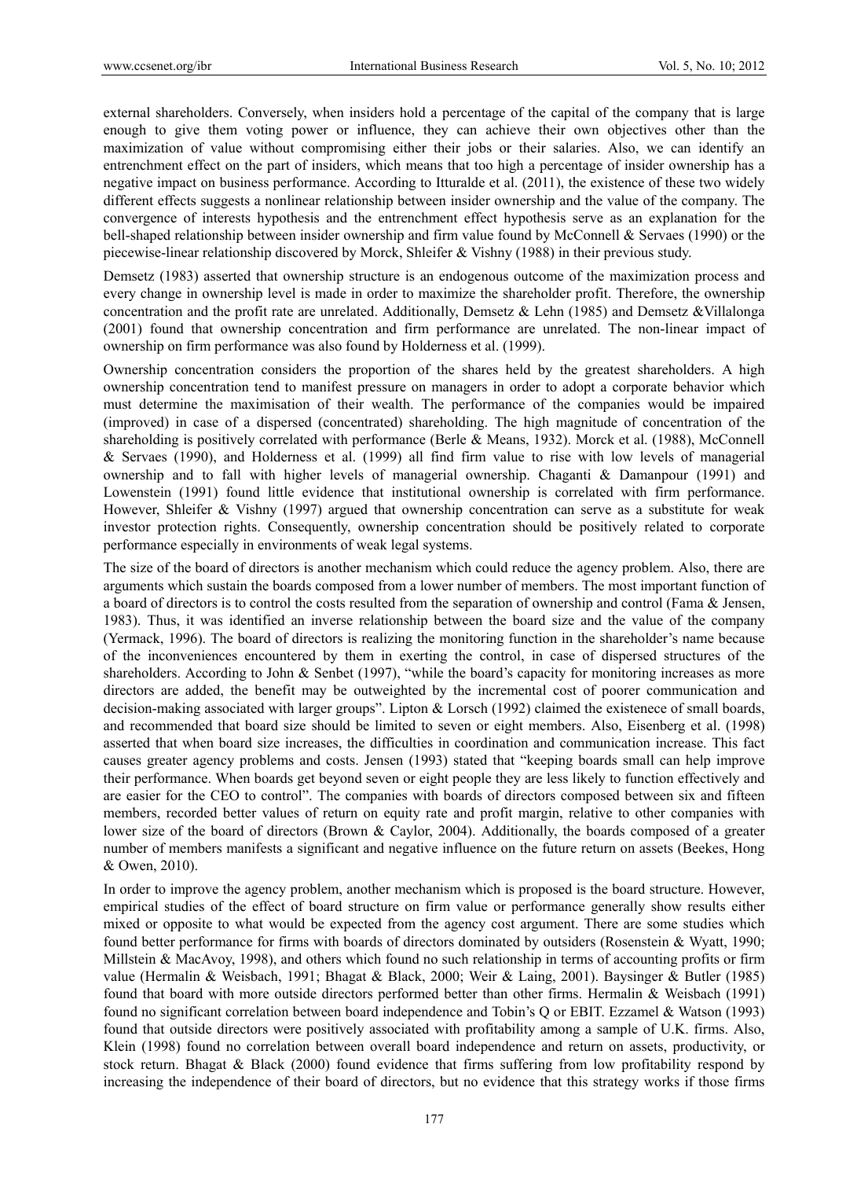external shareholders. Conversely, when insiders hold a percentage of the capital of the company that is large enough to give them voting power or influence, they can achieve their own objectives other than the maximization of value without compromising either their jobs or their salaries. Also, we can identify an entrenchment effect on the part of insiders, which means that too high a percentage of insider ownership has a negative impact on business performance. According to Itturalde et al. (2011), the existence of these two widely different effects suggests a nonlinear relationship between insider ownership and the value of the company. The convergence of interests hypothesis and the entrenchment effect hypothesis serve as an explanation for the bell-shaped relationship between insider ownership and firm value found by McConnell & Servaes (1990) or the piecewise-linear relationship discovered by Morck, Shleifer & Vishny (1988) in their previous study.

Demsetz (1983) asserted that ownership structure is an endogenous outcome of the maximization process and every change in ownership level is made in order to maximize the shareholder profit. Therefore, the ownership concentration and the profit rate are unrelated. Additionally, Demsetz & Lehn (1985) and Demsetz &Villalonga (2001) found that ownership concentration and firm performance are unrelated. The non-linear impact of ownership on firm performance was also found by Holderness et al. (1999).

Ownership concentration considers the proportion of the shares held by the greatest shareholders. A high ownership concentration tend to manifest pressure on managers in order to adopt a corporate behavior which must determine the maximisation of their wealth. The performance of the companies would be impaired (improved) in case of a dispersed (concentrated) shareholding. The high magnitude of concentration of the shareholding is positively correlated with performance (Berle & Means, 1932). Morck et al. (1988), McConnell & Servaes (1990), and Holderness et al. (1999) all find firm value to rise with low levels of managerial ownership and to fall with higher levels of managerial ownership. Chaganti & Damanpour (1991) and Lowenstein (1991) found little evidence that institutional ownership is correlated with firm performance. However, Shleifer & Vishny (1997) argued that ownership concentration can serve as a substitute for weak investor protection rights. Consequently, ownership concentration should be positively related to corporate performance especially in environments of weak legal systems.

The size of the board of directors is another mechanism which could reduce the agency problem. Also, there are arguments which sustain the boards composed from a lower number of members. The most important function of a board of directors is to control the costs resulted from the separation of ownership and control (Fama & Jensen, 1983). Thus, it was identified an inverse relationship between the board size and the value of the company (Yermack, 1996). The board of directors is realizing the monitoring function in the shareholder's name because of the inconveniences encountered by them in exerting the control, in case of dispersed structures of the shareholders. According to John & Senbet (1997), "while the board's capacity for monitoring increases as more directors are added, the benefit may be outweighted by the incremental cost of poorer communication and decision-making associated with larger groups". Lipton & Lorsch (1992) claimed the existenece of small boards, and recommended that board size should be limited to seven or eight members. Also, Eisenberg et al. (1998) asserted that when board size increases, the difficulties in coordination and communication increase. This fact causes greater agency problems and costs. Jensen (1993) stated that "keeping boards small can help improve their performance. When boards get beyond seven or eight people they are less likely to function effectively and are easier for the CEO to control". The companies with boards of directors composed between six and fifteen members, recorded better values of return on equity rate and profit margin, relative to other companies with lower size of the board of directors (Brown & Caylor, 2004). Additionally, the boards composed of a greater number of members manifests a significant and negative influence on the future return on assets (Beekes, Hong & Owen, 2010).

In order to improve the agency problem, another mechanism which is proposed is the board structure. However, empirical studies of the effect of board structure on firm value or performance generally show results either mixed or opposite to what would be expected from the agency cost argument. There are some studies which found better performance for firms with boards of directors dominated by outsiders (Rosenstein & Wyatt, 1990; Millstein & MacAvoy, 1998), and others which found no such relationship in terms of accounting profits or firm value (Hermalin & Weisbach, 1991; Bhagat & Black, 2000; Weir & Laing, 2001). Baysinger & Butler (1985) found that board with more outside directors performed better than other firms. Hermalin & Weisbach (1991) found no significant correlation between board independence and Tobin's Q or EBIT. Ezzamel & Watson (1993) found that outside directors were positively associated with profitability among a sample of U.K. firms. Also, Klein (1998) found no correlation between overall board independence and return on assets, productivity, or stock return. Bhagat & Black (2000) found evidence that firms suffering from low profitability respond by increasing the independence of their board of directors, but no evidence that this strategy works if those firms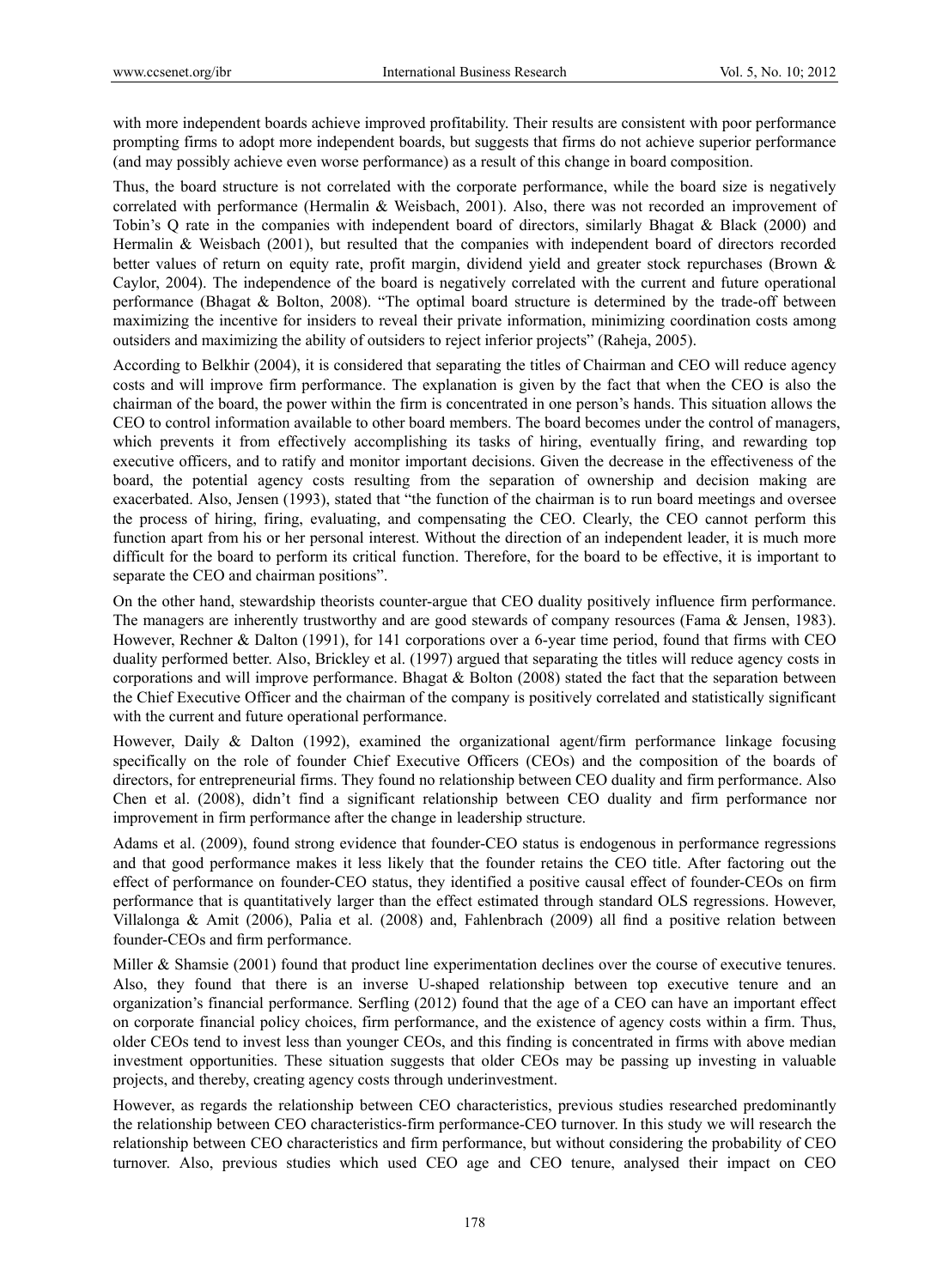with more independent boards achieve improved profitability. Their results are consistent with poor performance prompting firms to adopt more independent boards, but suggests that firms do not achieve superior performance (and may possibly achieve even worse performance) as a result of this change in board composition.

Thus, the board structure is not correlated with the corporate performance, while the board size is negatively correlated with performance (Hermalin & Weisbach, 2001). Also, there was not recorded an improvement of Tobin's Q rate in the companies with independent board of directors, similarly Bhagat & Black (2000) and Hermalin & Weisbach (2001), but resulted that the companies with independent board of directors recorded better values of return on equity rate, profit margin, dividend yield and greater stock repurchases (Brown & Caylor, 2004). The independence of the board is negatively correlated with the current and future operational performance (Bhagat & Bolton, 2008). "The optimal board structure is determined by the trade-off between maximizing the incentive for insiders to reveal their private information, minimizing coordination costs among outsiders and maximizing the ability of outsiders to reject inferior projects" (Raheja, 2005).

According to Belkhir (2004), it is considered that separating the titles of Chairman and CEO will reduce agency costs and will improve firm performance. The explanation is given by the fact that when the CEO is also the chairman of the board, the power within the firm is concentrated in one person's hands. This situation allows the CEO to control information available to other board members. The board becomes under the control of managers, which prevents it from effectively accomplishing its tasks of hiring, eventually firing, and rewarding top executive officers, and to ratify and monitor important decisions. Given the decrease in the effectiveness of the board, the potential agency costs resulting from the separation of ownership and decision making are exacerbated. Also, Jensen (1993), stated that "the function of the chairman is to run board meetings and oversee the process of hiring, firing, evaluating, and compensating the CEO. Clearly, the CEO cannot perform this function apart from his or her personal interest. Without the direction of an independent leader, it is much more difficult for the board to perform its critical function. Therefore, for the board to be effective, it is important to separate the CEO and chairman positions".

On the other hand, stewardship theorists counter-argue that CEO duality positively influence firm performance. The managers are inherently trustworthy and are good stewards of company resources (Fama & Jensen, 1983). However, Rechner & Dalton (1991), for 141 corporations over a 6-year time period, found that firms with CEO duality performed better. Also, Brickley et al. (1997) argued that separating the titles will reduce agency costs in corporations and will improve performance. Bhagat & Bolton (2008) stated the fact that the separation between the Chief Executive Officer and the chairman of the company is positively correlated and statistically significant with the current and future operational performance.

However, Daily & Dalton (1992), examined the organizational agent/firm performance linkage focusing specifically on the role of founder Chief Executive Officers (CEOs) and the composition of the boards of directors, for entrepreneurial firms. They found no relationship between CEO duality and firm performance. Also Chen et al. (2008), didn't find a significant relationship between CEO duality and firm performance nor improvement in firm performance after the change in leadership structure.

Adams et al. (2009), found strong evidence that founder-CEO status is endogenous in performance regressions and that good performance makes it less likely that the founder retains the CEO title. After factoring out the effect of performance on founder-CEO status, they identified a positive causal effect of founder-CEOs on firm performance that is quantitatively larger than the effect estimated through standard OLS regressions. However, Villalonga & Amit (2006), Palia et al. (2008) and, Fahlenbrach (2009) all find a positive relation between founder-CEOs and firm performance.

Miller & Shamsie (2001) found that product line experimentation declines over the course of executive tenures. Also, they found that there is an inverse U-shaped relationship between top executive tenure and an organization's financial performance. Serfling (2012) found that the age of a CEO can have an important effect on corporate financial policy choices, firm performance, and the existence of agency costs within a firm. Thus, older CEOs tend to invest less than younger CEOs, and this finding is concentrated in firms with above median investment opportunities. These situation suggests that older CEOs may be passing up investing in valuable projects, and thereby, creating agency costs through underinvestment.

However, as regards the relationship between CEO characteristics, previous studies researched predominantly the relationship between CEO characteristics-firm performance-CEO turnover. In this study we will research the relationship between CEO characteristics and firm performance, but without considering the probability of CEO turnover. Also, previous studies which used CEO age and CEO tenure, analysed their impact on CEO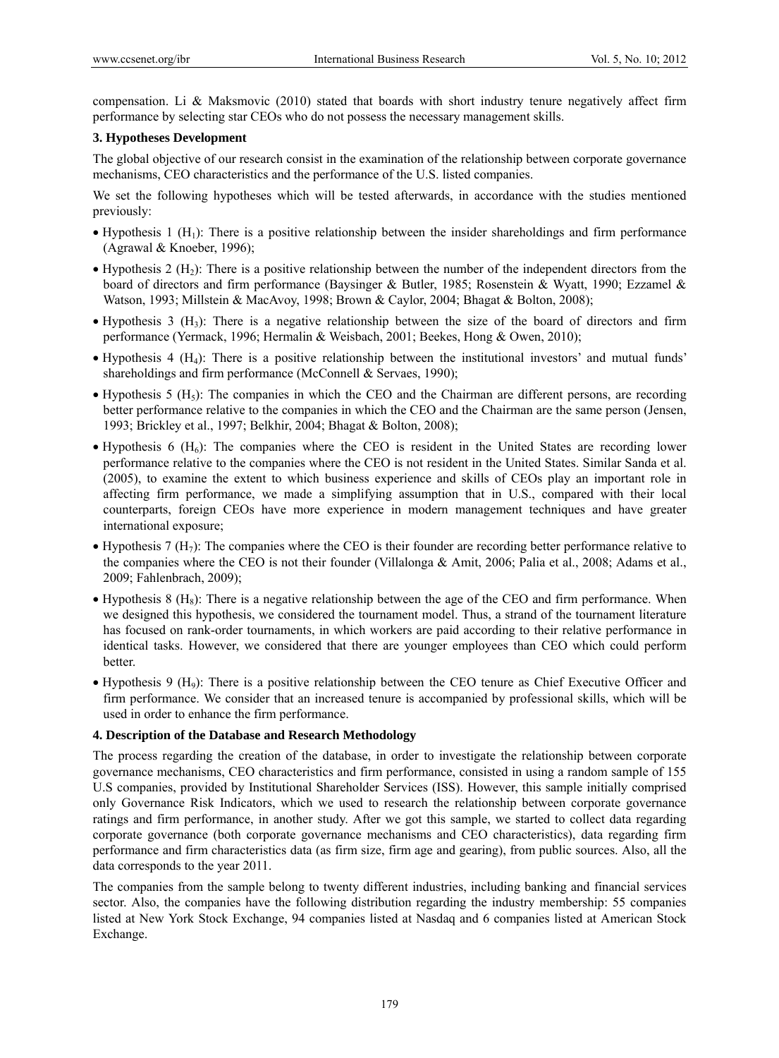compensation. Li & Maksmovic (2010) stated that boards with short industry tenure negatively affect firm performance by selecting star CEOs who do not possess the necessary management skills.

### 3. Hypotheses Development

The global objective of our research consist in the examination of the relationship between corporate governance mechanisms, CEO characteristics and the performance of the U.S. listed companies.

We set the following hypotheses which will be tested afterwards, in accordance with the studies mentioned previously:

- Hypothesis 1 ($H_1$): There is a positive relationship between the insider shareholdings and firm performance (Agrawal & Knoeber, 1996);
- Hypothesis 2 ($H_2$): There is a positive relationship between the number of the independent directors from the board of directors and firm performance (Baysinger & Butler, 1985; Rosenstein & Wyatt, 1990; Ezzamel & Watson, 1993; Millstein & MacAvoy, 1998; Brown & Caylor, 2004; Bhagat & Bolton, 2008);
- Hypothesis 3 ($H_3$): There is a negative relationship between the size of the board of directors and firm performance (Yermack, 1996; Hermalin & Weisbach, 2001; Beekes, Hong & Owen, 2010);
- Hypothesis 4 ($H_4$): There is a positive relationship between the institutional investors' and mutual funds' shareholdings and firm performance (McConnell & Servaes, 1990);
- Hypothesis 5 ($H_5$): The companies in which the CEO and the Chairman are different persons, are recording better performance relative to the companies in which the CEO and the Chairman are the same person (Jensen, 1993; Brickley et al., 1997; Belkhir, 2004; Bhagat & Bolton, 2008);
- Hypothesis 6 ($H_6$): The companies where the CEO is resident in the United States are recording lower performance relative to the companies where the CEO is not resident in the United States. Similar Sanda et al. (2005), to examine the extent to which business experience and skills of CEOs play an important role in affecting firm performance, we made a simplifying assumption that in U.S., compared with their local counterparts, foreign CEOs have more experience in modern management techniques and have greater international exposure;
- Hypothesis 7 ($H_7$): The companies where the CEO is their founder are recording better performance relative to the companies where the CEO is not their founder (Villalonga & Amit, 2006; Palia et al., 2008; Adams et al., 2009; Fahlenbrach, 2009);
- Hypothesis 8 ($H_8$): There is a negative relationship between the age of the CEO and firm performance. When we designed this hypothesis, we considered the tournament model. Thus, a strand of the tournament literature has focused on rank-order tournaments, in which workers are paid according to their relative performance in identical tasks. However, we considered that there are younger employees than CEO which could perform better.
- Hypothesis 9 ($H_9$): There is a positive relationship between the CEO tenure as Chief Executive Officer and firm performance. We consider that an increased tenure is accompanied by professional skills, which will be used in order to enhance the firm performance.

### 4. Description of the Database and Research Methodology

The process regarding the creation of the database, in order to investigate the relationship between corporate governance mechanisms, CEO characteristics and firm performance, consisted in using a random sample of 155 U.S companies, provided by Institutional Shareholder Services (ISS). However, this sample initially comprised only Governance Risk Indicators, which we used to research the relationship between corporate governance ratings and firm performance, in another study. After we got this sample, we started to collect data regarding corporate governance (both corporate governance mechanisms and CEO characteristics), data regarding firm performance and firm characteristics data (as firm size, firm age and gearing), from public sources. Also, all the data corresponds to the year 2011.

The companies from the sample belong to twenty different industries, including banking and financial services sector. Also, the companies have the following distribution regarding the industry membership: 55 companies listed at New York Stock Exchange, 94 companies listed at Nasdaq and 6 companies listed at American Stock Exchange.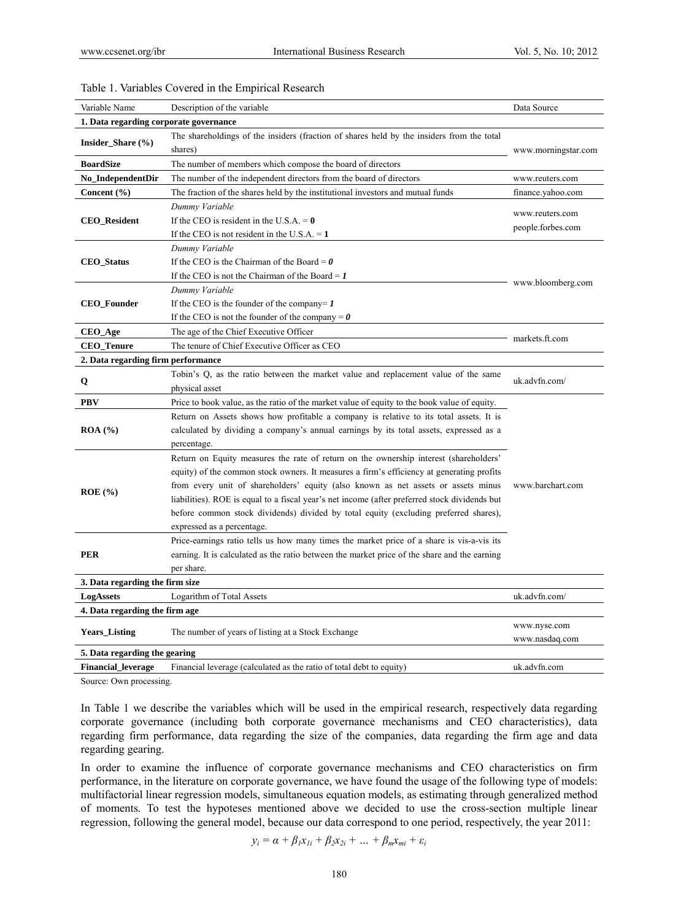Table 1. Variables Covered in the Empirical Research

| Variable Name | Description of the variable | Data Source |
|---|---|---|
| **1. Data regarding corporate governance** | | |
| **Insider_Share (%)** | The shareholdings of the insiders (fraction of shares held by the insiders from the total shares) | www.morningstar.com |
| **BoardSize** | The number of members which compose the board of directors | |
| **No_IndependentDir** | The number of the independent directors from the board of directors | www.reuters.com |
| **Concent (%)** | The fraction of the shares held by the institutional investors and mutual funds | finance.yahoo.com |
| **CEO_Resident** | *Dummy Variable* If the CEO is resident in the U.S.A. = **0** If the CEO is not resident in the U.S.A. = **1** | www.reuters.com people.forbes.com |
| **CEO_Status** | *Dummy Variable* If the CEO is the Chairman of the Board = ***0*** If the CEO is not the Chairman of the Board = ***1*** | www.bloomberg.com |
| **CEO_Founder** | *Dummy Variable* If the CEO is the founder of the company= ***1*** If the CEO is not the founder of the company = ***0*** | |
| **CEO_Age** | The age of the Chief Executive Officer | markets.ft.com |
| **CEO_Tenure** | The tenure of Chief Executive Officer as CEO | |
| **2. Data regarding firm performance** | | |
| **Q** | Tobin's Q, as the ratio between the market value and replacement value of the same physical asset | uk.advfn.com/ |
| **PBV** | Price to book value, as the ratio of the market value of equity to the book value of equity. | www.barchart.com |
| **ROA (%)** | Return on Assets shows how profitable a company is relative to its total assets. It is calculated by dividing a company's annual earnings by its total assets, expressed as a percentage. | |
| **ROE (%)** | Return on Equity measures the rate of return on the ownership interest (shareholders' equity) of the common stock owners. It measures a firm's efficiency at generating profits from every unit of shareholders' equity (also known as net assets or assets minus liabilities). ROE is equal to a fiscal year's net income (after preferred stock dividends but before common stock dividends) divided by total equity (excluding preferred shares), expressed as a percentage. | |
| **PER** | Price-earnings ratio tells us how many times the market price of a share is vis-a-vis its earning. It is calculated as the ratio between the market price of the share and the earning per share. | |
| **3. Data regarding the firm size** | | |
| **LogAssets** | Logarithm of Total Assets | uk.advfn.com/ |
| **4. Data regarding the firm age** | | |
| **Years_Listing** | The number of years of listing at a Stock Exchange | www.nyse.com www.nasdaq.com |
| **5. Data regarding the gearing** | | |
| **Financial_leverage** | Financial leverage (calculated as the ratio of total debt to equity) | uk.advfn.com |

Source: Own processing.

In Table 1 we describe the variables which will be used in the empirical research, respectively data regarding corporate governance (including both corporate governance mechanisms and CEO characteristics), data regarding firm performance, data regarding the size of the companies, data regarding the firm age and data regarding gearing.

In order to examine the influence of corporate governance mechanisms and CEO characteristics on firm performance, in the literature on corporate governance, we have found the usage of the following type of models: multifactorial linear regression models, simultaneous equation models, as estimating through generalized method of moments. To test the hypoteses mentioned above we decided to use the cross-section multiple linear regression, following the general model, because our data correspond to one period, respectively, the year 2011:

$$y_i = \alpha + \beta_1 x_{1i} + \beta_2 x_{2i} + \ldots + \beta_m x_{mi} + \varepsilon_i$$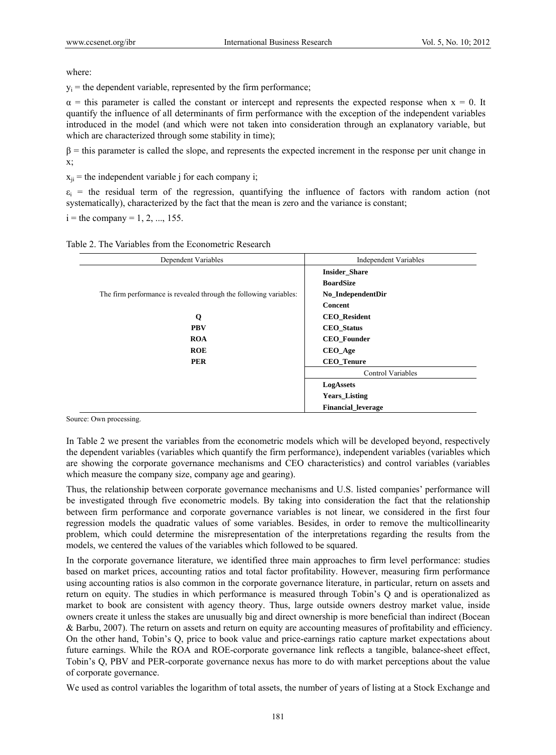where:

$y_i$ = the dependent variable, represented by the firm performance;

$\alpha$ = this parameter is called the constant or intercept and represents the expected response when x = 0. It quantify the influence of all determinants of firm performance with the exception of the independent variables introduced in the model (and which were not taken into consideration through an explanatory variable, but which are characterized through some stability in time);

$\beta$ = this parameter is called the slope, and represents the expected increment in the response per unit change in x;

$x_{ji}$ = the independent variable j for each company i;

$\varepsilon_i$ = the residual term of the regression, quantifying the influence of factors with random action (not systematically), characterized by the fact that the mean is zero and the variance is constant;

i = the company = 1, 2, ..., 155.

Table 2. The Variables from the Econometric Research

| Dependent Variables | Independent Variables |
|---|---|
| | **Insider_Share** |
| | **BoardSize** |
| The firm performance is revealed through the following variables: | **No_IndependentDir** |
| | **Concent** |
| **Q** | **CEO_Resident** |
| **PBV** | **CEO_Status** |
| **ROA** | **CEO_Founder** |
| **ROE** | **CEO_Age** |
| **PER** | **CEO_Tenure** |
| | Control Variables |
| | **LogAssets** |
| | **Years_Listing** |
| | **Financial_leverage** |

Source: Own processing.

In Table 2 we present the variables from the econometric models which will be developed beyond, respectively the dependent variables (variables which quantify the firm performance), independent variables (variables which are showing the corporate governance mechanisms and CEO characteristics) and control variables (variables which measure the company size, company age and gearing).

Thus, the relationship between corporate governance mechanisms and U.S. listed companies' performance will be investigated through five econometric models. By taking into consideration the fact that the relationship between firm performance and corporate governance variables is not linear, we considered in the first four regression models the quadratic values of some variables. Besides, in order to remove the multicollinearity problem, which could determine the misrepresentation of the interpretations regarding the results from the models, we centered the values of the variables which followed to be squared.

In the corporate governance literature, we identified three main approaches to firm level performance: studies based on market prices, accounting ratios and total factor profitability. However, measuring firm performance using accounting ratios is also common in the corporate governance literature, in particular, return on assets and return on equity. The studies in which performance is measured through Tobin's Q and is operationalized as market to book are consistent with agency theory. Thus, large outside owners destroy market value, inside owners create it unless the stakes are unusually big and direct ownership is more beneficial than indirect (Bocean & Barbu, 2007). The return on assets and return on equity are accounting measures of profitability and efficiency. On the other hand, Tobin's Q, price to book value and price-earnings ratio capture market expectations about future earnings. While the ROA and ROE-corporate governance link reflects a tangible, balance-sheet effect, Tobin's Q, PBV and PER-corporate governance nexus has more to do with market perceptions about the value of corporate governance.

We used as control variables the logarithm of total assets, the number of years of listing at a Stock Exchange and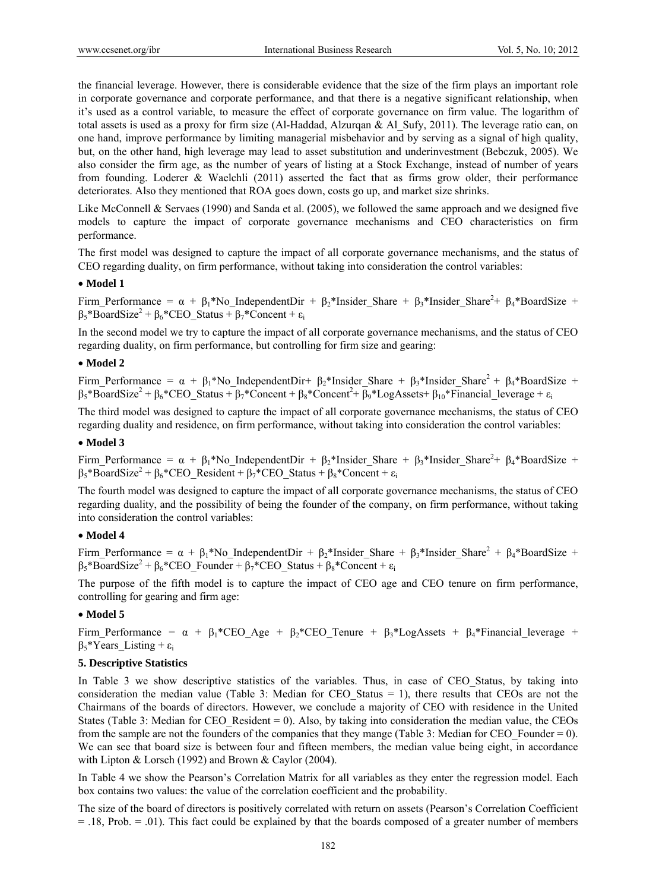the financial leverage. However, there is considerable evidence that the size of the firm plays an important role in corporate governance and corporate performance, and that there is a negative significant relationship, when it's used as a control variable, to measure the effect of corporate governance on firm value. The logarithm of total assets is used as a proxy for firm size (Al-Haddad, Alzurqan & Al_Sufy, 2011). The leverage ratio can, on one hand, improve performance by limiting managerial misbehavior and by serving as a signal of high quality, but, on the other hand, high leverage may lead to asset substitution and underinvestment (Bebczuk, 2005). We also consider the firm age, as the number of years of listing at a Stock Exchange, instead of number of years from founding. Loderer & Waelchli (2011) asserted the fact that as firms grow older, their performance deteriorates. Also they mentioned that ROA goes down, costs go up, and market size shrinks.

Like McConnell & Servaes (1990) and Sanda et al. (2005), we followed the same approach and we designed five models to capture the impact of corporate governance mechanisms and CEO characteristics on firm performance.

The first model was designed to capture the impact of all corporate governance mechanisms, and the status of CEO regarding duality, on firm performance, without taking into consideration the control variables:

- **Model 1**

$$Firm\_Performance = \alpha + \beta_1 * No\_IndependentDir + \beta_2 * Insider\_Share + \beta_3 * Insider\_Share^2 + \beta_4 * BoardSize + \beta_5 * BoardSize^2 + \beta_6 * CEO\_Status + \beta_7 * Concent + \varepsilon_i$$

In the second model we try to capture the impact of all corporate governance mechanisms, and the status of CEO regarding duality, on firm performance, but controlling for firm size and gearing:

- **Model 2**

$$Firm\_Performance = \alpha + \beta_1 * No\_IndependentDir + \beta_2 * Insider\_Share + \beta_3 * Insider\_Share^2 + \beta_4 * BoardSize + \beta_5 * BoardSize^2 + \beta_6 * CEO\_Status + \beta_7 * Concent + \beta_8 * Concent^2 + \beta_9 * LogAssets + \beta_{10} * Financial\_leverage + \varepsilon_i$$

The third model was designed to capture the impact of all corporate governance mechanisms, the status of CEO regarding duality and residence, on firm performance, without taking into consideration the control variables:

- **Model 3**

$$Firm\_Performance = \alpha + \beta_1 * No\_IndependentDir + \beta_2 * Insider\_Share + \beta_3 * Insider\_Share^2 + \beta_4 * BoardSize + \beta_5 * BoardSize^2 + \beta_6 * CEO\_Resident + \beta_7 * CEO\_Status + \beta_8 * Concent + \varepsilon_i$$

The fourth model was designed to capture the impact of all corporate governance mechanisms, the status of CEO regarding duality, and the possibility of being the founder of the company, on firm performance, without taking into consideration the control variables:

- **Model 4**

$$Firm\_Performance = \alpha + \beta_1 * No\_IndependentDir + \beta_2 * Insider\_Share + \beta_3 * Insider\_Share^2 + \beta_4 * BoardSize + \beta_5 * BoardSize^2 + \beta_6 * CEO\_Founder + \beta_7 * CEO\_Status + \beta_8 * Concent + \varepsilon_i$$

The purpose of the fifth model is to capture the impact of CEO age and CEO tenure on firm performance, controlling for gearing and firm age:

- **Model 5**

$$Firm\_Performance = \alpha + \beta_1 * CEO\_Age + \beta_2 * CEO\_Tenure + \beta_3 * LogAssets + \beta_4 * Financial\_leverage + \beta_5 * Years\_Listing + \varepsilon_i$$

## 5. Descriptive Statistics

In Table 3 we show descriptive statistics of the variables. Thus, in case of CEO_Status, by taking into consideration the median value (Table 3: Median for CEO_Status = 1), there results that CEOs are not the Chairmans of the boards of directors. However, we conclude a majority of CEO with residence in the United States (Table 3: Median for CEO_Resident = 0). Also, by taking into consideration the median value, the CEOs from the sample are not the founders of the companies that they mange (Table 3: Median for CEO_Founder = 0). We can see that board size is between four and fifteen members, the median value being eight, in accordance with Lipton & Lorsch (1992) and Brown & Caylor (2004).

In Table 4 we show the Pearson's Correlation Matrix for all variables as they enter the regression model. Each box contains two values: the value of the correlation coefficient and the probability.

The size of the board of directors is positively correlated with return on assets (Pearson's Correlation Coefficient = .18, Prob. = .01). This fact could be explained by that the boards composed of a greater number of members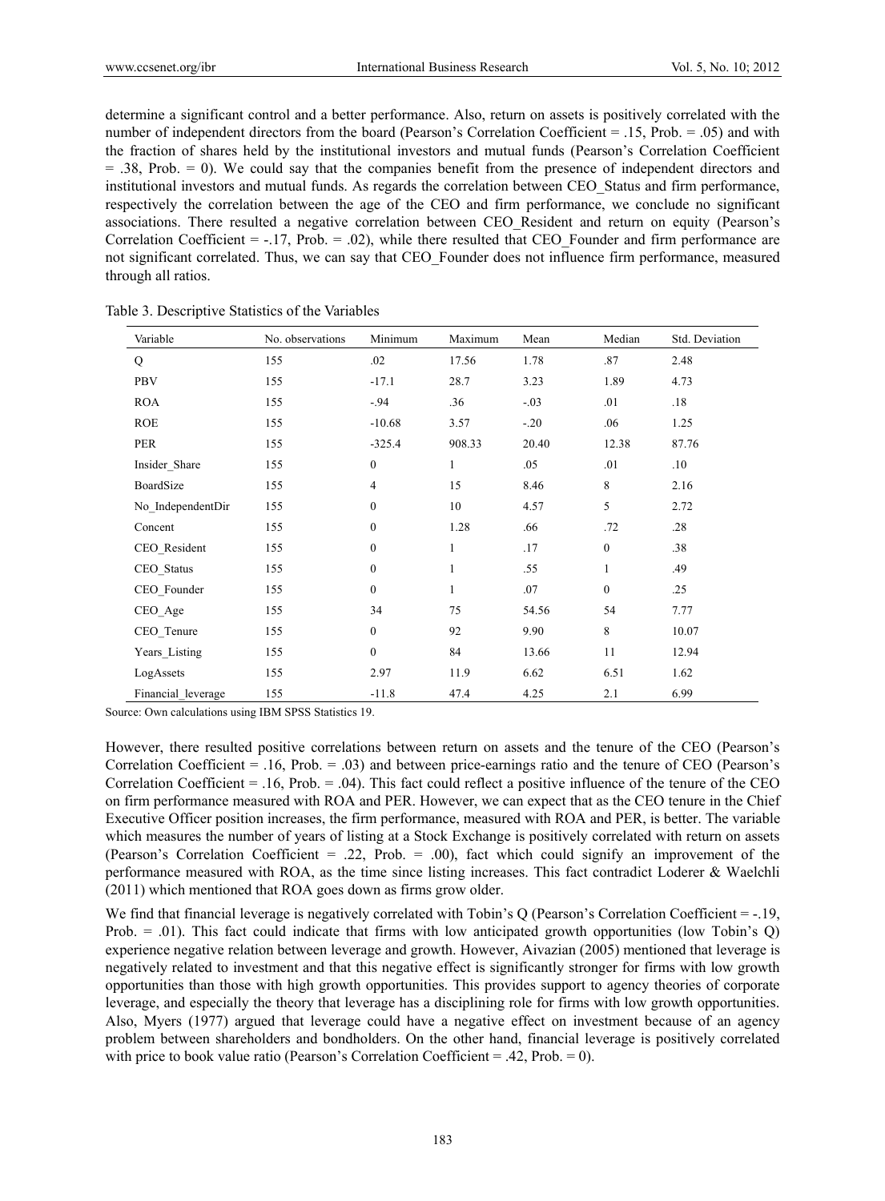determine a significant control and a better performance. Also, return on assets is positively correlated with the number of independent directors from the board (Pearson's Correlation Coefficient = .15, Prob. = .05) and with the fraction of shares held by the institutional investors and mutual funds (Pearson's Correlation Coefficient = .38, Prob. = 0). We could say that the companies benefit from the presence of independent directors and institutional investors and mutual funds. As regards the correlation between CEO_Status and firm performance, respectively the correlation between the age of the CEO and firm performance, we conclude no significant associations. There resulted a negative correlation between CEO_Resident and return on equity (Pearson's Correlation Coefficient = -.17, Prob. = .02), while there resulted that CEO_Founder and firm performance are not significant correlated. Thus, we can say that CEO_Founder does not influence firm performance, measured through all ratios.

Table 3. Descriptive Statistics of the Variables

| Variable | No. observations | Minimum | Maximum | Mean | Median | Std. Deviation |
|---|---|---|---|---|---|---|
| Q | 155 | .02 | 17.56 | 1.78 | .87 | 2.48 |
| PBV | 155 | -17.1 | 28.7 | 3.23 | 1.89 | 4.73 |
| ROA | 155 | -.94 | .36 | -.03 | .01 | .18 |
| ROE | 155 | -10.68 | 3.57 | -.20 | .06 | 1.25 |
| PER | 155 | -325.4 | 908.33 | 20.40 | 12.38 | 87.76 |
| Insider_Share | 155 | 0 | 1 | .05 | .01 | .10 |
| BoardSize | 155 | 4 | 15 | 8.46 | 8 | 2.16 |
| No_IndependentDir | 155 | 0 | 10 | 4.57 | 5 | 2.72 |
| Concent | 155 | 0 | 1.28 | .66 | .72 | .28 |
| CEO_Resident | 155 | 0 | 1 | .17 | 0 | .38 |
| CEO_Status | 155 | 0 | 1 | .55 | 1 | .49 |
| CEO_Founder | 155 | 0 | 1 | .07 | 0 | .25 |
| CEO_Age | 155 | 34 | 75 | 54.56 | 54 | 7.77 |
| CEO_Tenure | 155 | 0 | 92 | 9.90 | 8 | 10.07 |
| Years_Listing | 155 | 0 | 84 | 13.66 | 11 | 12.94 |
| LogAssets | 155 | 2.97 | 11.9 | 6.62 | 6.51 | 1.62 |
| Financial_leverage | 155 | -11.8 | 47.4 | 4.25 | 2.1 | 6.99 |

Source: Own calculations using IBM SPSS Statistics 19.

However, there resulted positive correlations between return on assets and the tenure of the CEO (Pearson's Correlation Coefficient = .16, Prob. = .03) and between price-earnings ratio and the tenure of CEO (Pearson's Correlation Coefficient = .16, Prob. = .04). This fact could reflect a positive influence of the tenure of the CEO on firm performance measured with ROA and PER. However, we can expect that as the CEO tenure in the Chief Executive Officer position increases, the firm performance, measured with ROA and PER, is better. The variable which measures the number of years of listing at a Stock Exchange is positively correlated with return on assets (Pearson's Correlation Coefficient = .22, Prob. = .00), fact which could signify an improvement of the performance measured with ROA, as the time since listing increases. This fact contradict Loderer & Waelchli (2011) which mentioned that ROA goes down as firms grow older.

We find that financial leverage is negatively correlated with Tobin's Q (Pearson's Correlation Coefficient = -.19, Prob. = .01). This fact could indicate that firms with low anticipated growth opportunities (low Tobin's Q) experience negative relation between leverage and growth. However, Aivazian (2005) mentioned that leverage is negatively related to investment and that this negative effect is significantly stronger for firms with low growth opportunities than those with high growth opportunities. This provides support to agency theories of corporate leverage, and especially the theory that leverage has a disciplining role for firms with low growth opportunities. Also, Myers (1977) argued that leverage could have a negative effect on investment because of an agency problem between shareholders and bondholders. On the other hand, financial leverage is positively correlated with price to book value ratio (Pearson's Correlation Coefficient = .42, Prob. = 0).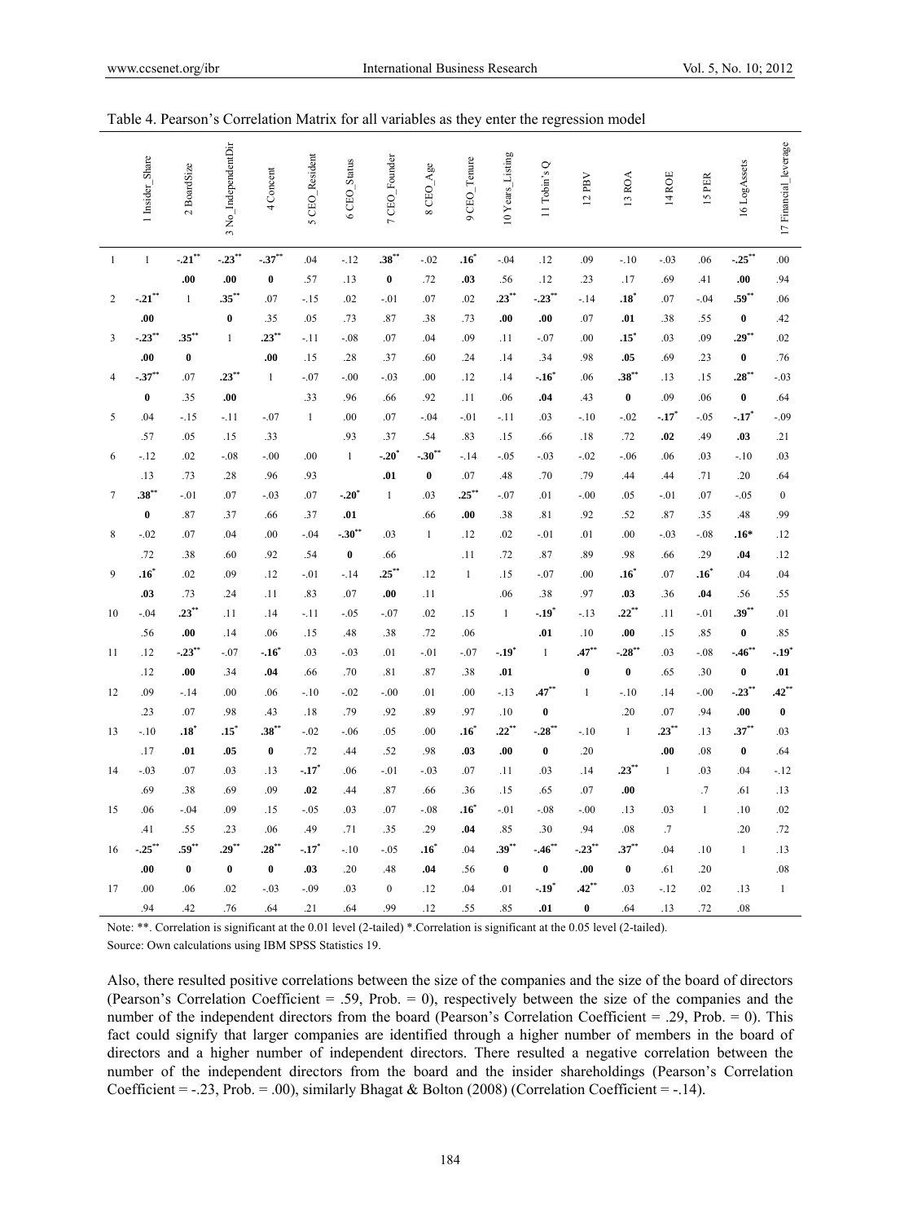Table 4. Pearson's Correlation Matrix for all variables as they enter the regression model

| | 1 Insider_Share | 2 BoardSize | 3 No_IndependentDir | 4 Concent | 5 CEO_Resident | 6 CEO_Status | 7 CEO_Founder | 8 CEO_Age | 9 CEO_Tenure | 10 Years_Listing | 11 Tobin's Q | 12 PBV | 13 ROA | 14 ROE | 15 PER | 16 LogAssets | 17 Financial_leverage |
|---|---|---|---|---|---|---|---|---|---|---|---|---|---|---|---|---|---|
| 1 | 1 | **-.21**\*\* | **-.23**\*\* | **-.37**\*\* | .04 | -.12 | **.38**\*\* | -.02 | **.16**\* | -.04 | .12 | .09 | -.10 | -.03 | .06 | **-.25**\*\* | .00 |
| | | **.00** | **.00** | **0** | .57 | .13 | **0** | .72 | **.03** | .56 | .12 | .23 | .17 | .69 | .41 | **.00** | .94 |
| 2 | **-.21**\*\* | 1 | **.35**\*\* | .07 | -.15 | .02 | -.01 | .07 | .02 | **.23**\*\* | **-.23**\*\* | -.14 | **.18**\* | .07 | -.04 | **.59**\*\* | .06 |
| | **.00** | | **0** | .35 | .05 | .73 | .87 | .38 | .73 | **.00** | **.00** | .07 | **.01** | .38 | .55 | **0** | .42 |
| 3 | **-.23**\*\* | **.35**\*\* | 1 | **.23**\*\* | -.11 | -.08 | .07 | .04 | .09 | .11 | -.07 | .00 | **.15**\* | .03 | .09 | **.29**\*\* | .02 |
| | **.00** | **0** | | **.00** | .15 | .28 | .37 | .60 | .24 | .14 | .34 | .98 | **.05** | .69 | .23 | **0** | .76 |
| 4 | **-.37**\*\* | .07 | **.23**\*\* | 1 | -.07 | -.00 | -.03 | .00 | .12 | .14 | **-.16**\* | .06 | **.38**\*\* | .13 | .15 | **.28**\*\* | -.03 |
| | **0** | .35 | **.00** | | .33 | .96 | .66 | .92 | .11 | .06 | **.04** | .43 | **0** | .09 | .06 | **0** | .64 |
| 5 | .04 | -.15 | -.11 | -.07 | 1 | .00 | .07 | -.04 | -.01 | -.11 | .03 | -.10 | -.02 | **-.17**\* | -.05 | **-.17**\* | -.09 |
| | .57 | .05 | .15 | .33 | | .93 | .37 | .54 | .83 | .15 | .66 | .18 | .72 | **.02** | .49 | **.03** | .21 |
| 6 | -.12 | .02 | -.08 | -.00 | .00 | 1 | **-.20**\* | **-.30**\*\* | -.14 | -.05 | -.03 | -.02 | -.06 | .06 | .03 | -.10 | .03 |
| | .13 | .73 | .28 | .96 | .93 | | **.01** | **0** | .07 | .48 | .70 | .79 | .44 | .44 | .71 | .20 | .64 |
| 7 | **.38**\*\* | -.01 | .07 | -.03 | .07 | **-.20**\* | 1 | .03 | **.25**\*\* | -.07 | .01 | -.00 | .05 | -.01 | .07 | -.05 | 0 |
| | **0** | .87 | .37 | .66 | .37 | **.01** | | .66 | **.00** | .38 | .81 | .92 | .52 | .87 | .35 | .48 | .99 |
| 8 | -.02 | .07 | .04 | .00 | -.04 | **-.30**\*\* | .03 | 1 | .12 | .02 | -.01 | .01 | .00 | -.03 | -.08 | **.16\*** | .12 |
| | .72 | .38 | .60 | .92 | .54 | **0** | .66 | | .11 | .72 | .87 | .89 | .98 | .66 | .29 | **.04** | .12 |
| 9 | **.16**\* | .02 | .09 | .12 | -.01 | -.14 | **.25**\*\* | .12 | 1 | .15 | -.07 | .00 | **.16**\* | .07 | **.16**\* | .04 | .04 |
| | **.03** | .73 | .24 | .11 | .83 | .07 | **.00** | .11 | | .06 | .38 | .97 | **.03** | .36 | **.04** | .56 | .55 |
| 10 | -.04 | **.23**\*\* | .11 | .14 | -.11 | -.05 | -.07 | .02 | .15 | 1 | **-.19**\* | -.13 | **.22**\*\* | .11 | -.01 | **.39**\*\* | .01 |
| | .56 | **.00** | .14 | .06 | .15 | .48 | .38 | .72 | .06 | | **.01** | .10 | **.00** | .15 | .85 | **0** | .85 |
| 11 | .12 | **-.23**\*\* | -.07 | **-.16**\* | .03 | -.03 | .01 | -.01 | -.07 | **-.19**\* | 1 | **.47**\*\* | **-.28**\*\* | .03 | -.08 | **-.46**\*\* | **-.19**\* |
| | .12 | **.00** | .34 | **.04** | .66 | .70 | .81 | .87 | .38 | **.01** | | **0** | **0** | .65 | .30 | **0** | **.01** |
| 12 | .09 | -.14 | .00 | .06 | -.10 | -.02 | -.00 | .01 | .00 | -.13 | **.47**\*\* | 1 | -.10 | .14 | -.00 | **-.23**\*\* | **.42**\*\* |
| | .23 | .07 | .98 | .43 | .18 | .79 | .92 | .89 | .97 | .10 | **0** | | .20 | .07 | .94 | **.00** | **0** |
| 13 | -.10 | **.18**\* | **.15**\* | **.38**\*\* | -.02 | -.06 | .05 | .00 | **.16**\* | **.22**\*\* | **-.28**\*\* | -.10 | 1 | **.23**\*\* | .13 | **.37**\*\* | .03 |
| | .17 | **.01** | **.05** | **0** | .72 | .44 | .52 | .98 | **.03** | **.00** | **0** | .20 | | **.00** | .08 | **0** | .64 |
| 14 | -.03 | .07 | .03 | .13 | **-.17**\* | .06 | -.01 | -.03 | .07 | .11 | .03 | .14 | **.23**\*\* | 1 | .03 | .04 | -.12 |
| | .69 | .38 | .69 | .09 | **.02** | .44 | .87 | .66 | .36 | .15 | .65 | .07 | **.00** | | .7 | .61 | .13 |
| 15 | .06 | -.04 | .09 | .15 | -.05 | .03 | .07 | -.08 | **.16**\* | -.01 | -.08 | -.00 | .13 | .03 | 1 | .10 | .02 |
| | .41 | .55 | .23 | .06 | .49 | .71 | .35 | .29 | **.04** | .85 | .30 | .94 | .08 | .7 | | .20 | .72 |
| 16 | **-.25**\*\* | **.59**\*\* | **.29**\*\* | **.28**\*\* | **-.17**\* | -.10 | -.05 | **.16**\* | .04 | **.39**\*\* | **-.46**\*\* | **-.23**\*\* | **.37**\*\* | .04 | .10 | 1 | .13 |
| | **.00** | **0** | **0** | **0** | **.03** | .20 | .48 | **.04** | .56 | **0** | **0** | **.00** | **0** | .61 | .20 | | .08 |
| 17 | .00 | .06 | .02 | -.03 | -.09 | .03 | 0 | .12 | .04 | .01 | **-.19**\* | **.42**\*\* | .03 | -.12 | .02 | .13 | 1 |
| | .94 | .42 | .76 | .64 | .21 | .64 | .99 | .12 | .55 | .85 | **.01** | **0** | .64 | .13 | .72 | .08 | |

Note: \*\*. Correlation is significant at the 0.01 level (2-tailed) \*.Correlation is significant at the 0.05 level (2-tailed).

Source: Own calculations using IBM SPSS Statistics 19.

Also, there resulted positive correlations between the size of the companies and the size of the board of directors (Pearson's Correlation Coefficient = .59, Prob. = 0), respectively between the size of the companies and the number of the independent directors from the board (Pearson's Correlation Coefficient = .29, Prob. = 0). This fact could signify that larger companies are identified through a higher number of members in the board of directors and a higher number of independent directors. There resulted a negative correlation between the number of the independent directors from the board and the insider shareholdings (Pearson's Correlation Coefficient = -.23, Prob. = .00), similarly Bhagat & Bolton (2008) (Correlation Coefficient = -.14).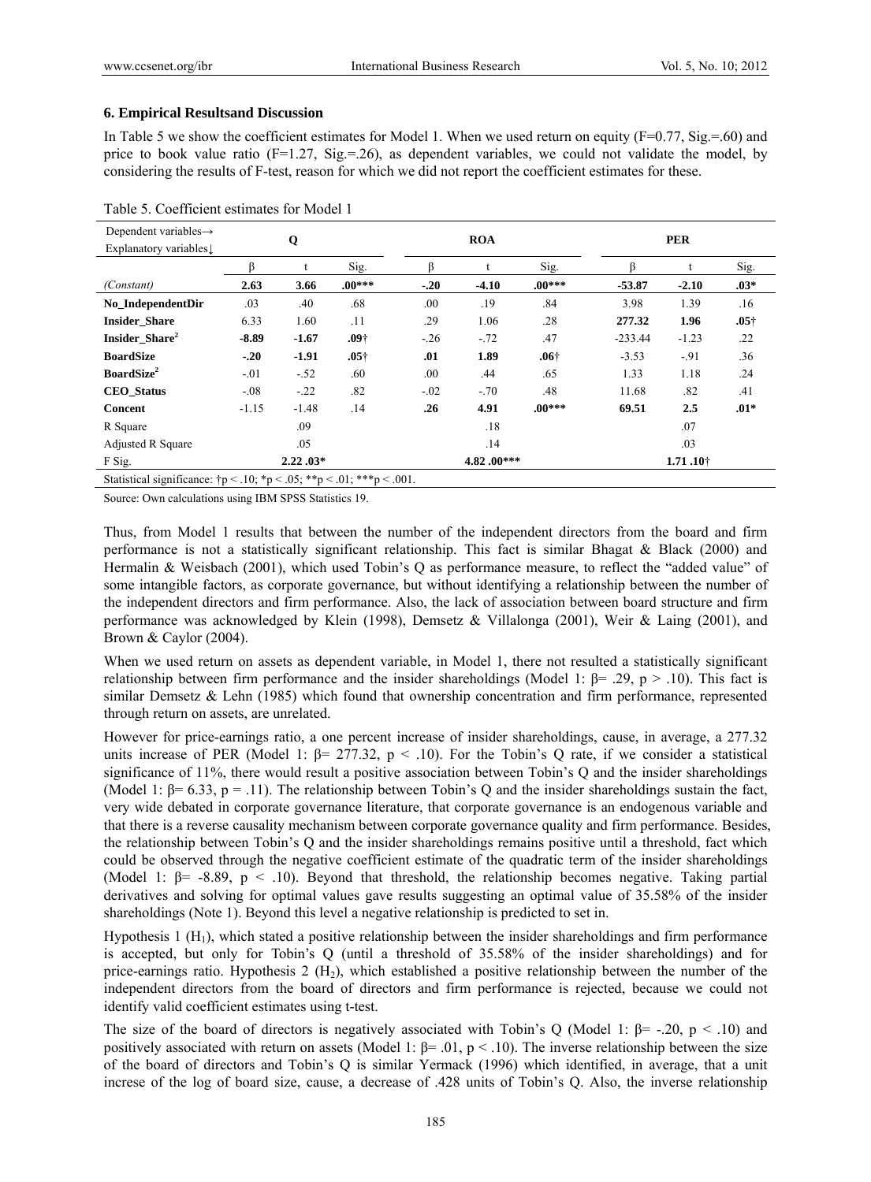## 6. Empirical Resultsand Discussion

In Table 5 we show the coefficient estimates for Model 1. When we used return on equity (F=0.77, Sig.=.60) and price to book value ratio (F=1.27, Sig.=.26), as dependent variables, we could not validate the model, by considering the results of F-test, reason for which we did not report the coefficient estimates for these.

Table 5. Coefficient estimates for Model 1

| Dependent variables→ Explanatory variables↓ | Q | | | ROA | | | PER | | |
|---|---|---|---|---|---|---|---|---|---|
| | β | t | Sig. | β | t | Sig. | β | t | Sig. |
| *(Constant)* | **2.63** | **3.66** | **.00*****  | **-.20** | **-4.10** | **.00***** | **-53.87** | **-2.10** | **.03*** |
| **No_IndependentDir** | .03 | .40 | .68 | .00 | .19 | .84 | 3.98 | 1.39 | .16 |
| **Insider_Share** | 6.33 | 1.60 | .11 | .29 | 1.06 | .28 | **277.32** | **1.96** | **.05†** |
| **Insider_Share²** | **-8.89** | **-1.67** | **.09†** | -.26 | -.72 | .47 | -233.44 | -1.23 | .22 |
| **BoardSize** | **-.20** | **-1.91** | **.05†** | **.01** | **1.89** | **.06†** | -3.53 | -.91 | .36 |
| **BoardSize²** | -.01 | -.52 | .60 | .00 | .44 | .65 | 1.33 | 1.18 | .24 |
| **CEO_Status** | -.08 | -.22 | .82 | -.02 | -.70 | .48 | 11.68 | .82 | .41 |
| **Concent** | -1.15 | -1.48 | .14 | **.26** | **4.91** | **.00***** | **69.51** | **2.5** | **.01*** |
| R Square | | .09 | | | .18 | | | .07 | |
| Adjusted R Square | | .05 | | | .14 | | | .03 | |
| F Sig. | | **2.22 .03*** | | | **4.82 .00***** | | | **1.71 .10†** | |

Statistical significance: †p < .10; *p < .05; **p < .01; ***p < .001.

Source: Own calculations using IBM SPSS Statistics 19.

Thus, from Model 1 results that between the number of the independent directors from the board and firm performance is not a statistically significant relationship. This fact is similar Bhagat & Black (2000) and Hermalin & Weisbach (2001), which used Tobin's Q as performance measure, to reflect the "added value" of some intangible factors, as corporate governance, but without identifying a relationship between the number of the independent directors and firm performance. Also, the lack of association between board structure and firm performance was acknowledged by Klein (1998), Demsetz & Villalonga (2001), Weir & Laing (2001), and Brown & Caylor (2004).

When we used return on assets as dependent variable, in Model 1, there not resulted a statistically significant relationship between firm performance and the insider shareholdings (Model 1: $\beta = .29$, $p > .10$). This fact is similar Demsetz & Lehn (1985) which found that ownership concentration and firm performance, represented through return on assets, are unrelated.

However for price-earnings ratio, a one percent increase of insider shareholdings, cause, in average, a 277.32 units increase of PER (Model 1: $\beta = 277.32$, $p < .10$). For the Tobin's Q rate, if we consider a statistical significance of 11%, there would result a positive association between Tobin's Q and the insider shareholdings (Model 1: $\beta = 6.33$, $p = .11$). The relationship between Tobin's Q and the insider shareholdings sustain the fact, very wide debated in corporate governance literature, that corporate governance is an endogenous variable and that there is a reverse causality mechanism between corporate governance quality and firm performance. Besides, the relationship between Tobin's Q and the insider shareholdings remains positive until a threshold, fact which could be observed through the negative coefficient estimate of the quadratic term of the insider shareholdings (Model 1: $\beta = -8.89$, $p < .10$). Beyond that threshold, the relationship becomes negative. Taking partial derivatives and solving for optimal values gave results suggesting an optimal value of 35.58% of the insider shareholdings (Note 1). Beyond this level a negative relationship is predicted to set in.

Hypothesis 1 ($H_1$), which stated a positive relationship between the insider shareholdings and firm performance is accepted, but only for Tobin's Q (until a threshold of 35.58% of the insider shareholdings) and for price-earnings ratio. Hypothesis 2 ($H_2$), which established a positive relationship between the number of the independent directors from the board of directors and firm performance is rejected, because we could not identify valid coefficient estimates using t-test.

The size of the board of directors is negatively associated with Tobin's Q (Model 1: $\beta = -.20$, $p < .10$) and positively associated with return on assets (Model 1: $\beta = .01$, $p < .10$). The inverse relationship between the size of the board of directors and Tobin's Q is similar Yermack (1996) which identified, in average, that a unit increse of the log of board size, cause, a decrease of .428 units of Tobin's Q. Also, the inverse relationship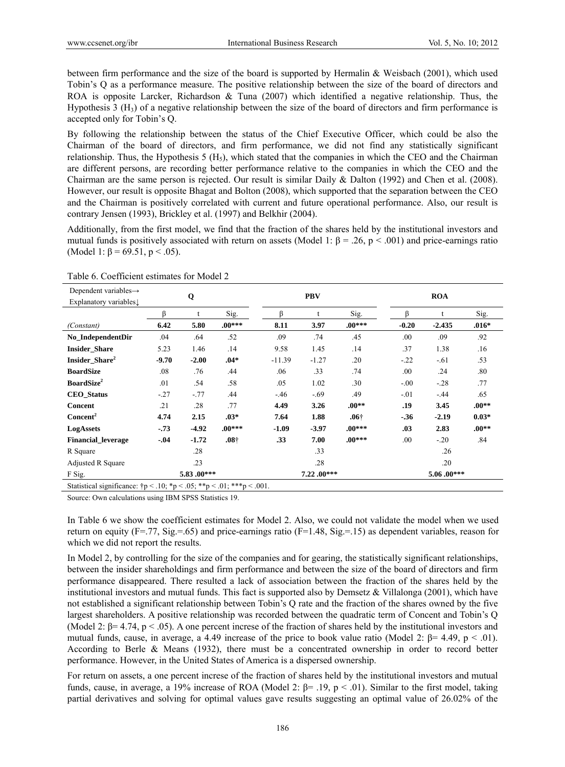between firm performance and the size of the board is supported by Hermalin & Weisbach (2001), which used Tobin's Q as a performance measure. The positive relationship between the size of the board of directors and ROA is opposite Larcker, Richardson & Tuna (2007) which identified a negative relationship. Thus, the Hypothesis 3 ($H_3$) of a negative relationship between the size of the board of directors and firm performance is accepted only for Tobin's Q.

By following the relationship between the status of the Chief Executive Officer, which could be also the Chairman of the board of directors, and firm performance, we did not find any statistically significant relationship. Thus, the Hypothesis 5 ($H_5$), which stated that the companies in which the CEO and the Chairman are different persons, are recording better performance relative to the companies in which the CEO and the Chairman are the same person is rejected. Our result is similar Daily & Dalton (1992) and Chen et al. (2008). However, our result is opposite Bhagat and Bolton (2008), which supported that the separation between the CEO and the Chairman is positively correlated with current and future operational performance. Also, our result is contrary Jensen (1993), Brickley et al. (1997) and Belkhir (2004).

Additionally, from the first model, we find that the fraction of the shares held by the institutional investors and mutual funds is positively associated with return on assets (Model 1: $\beta = .26$, $p < .001$) and price-earnings ratio (Model 1: $\beta = 69.51$, $p < .05$).

Table 6. Coefficient estimates for Model 2

| Dependent variables→ Explanatory variables↓ | Q | | | PBV | | | ROA | | |
|---|---|---|---|---|---|---|---|---|---|
| | β | t | Sig. | β | t | Sig. | β | t | Sig. |
| *(Constant)* | **6.42** | **5.80** | **.00*** ** | **8.11** | **3.97** | **.00*** ** | **-0.20** | **-2.435** | **.016*** |
| **No_IndependentDir** | .04 | .64 | .52 | .09 | .74 | .45 | .00 | .09 | .92 |
| **Insider_Share** | 5.23 | 1.46 | .14 | 9.58 | 1.45 | .14 | .37 | 1.38 | .16 |
| **Insider_Share²** | **-9.70** | **-2.00** | **.04*** | -11.39 | -1.27 | .20 | -.22 | -.61 | .53 |
| **BoardSize** | .08 | .76 | .44 | .06 | .33 | .74 | .00 | .24 | .80 |
| **BoardSize²** | .01 | .54 | .58 | .05 | 1.02 | .30 | -.00 | -.28 | .77 |
| **CEO_Status** | -.27 | -.77 | .44 | -.46 | -.69 | .49 | -.01 | -.44 | .65 |
| **Concent** | .21 | .28 | .77 | **4.49** | **3.26** | **.00**** | **.19** | **3.45** | **.00**** |
| **Concent²** | **4.74** | **2.15** | **.03*** | **7.64** | **1.88** | **.06†** | **-.36** | **-2.19** | **0.03*** |
| **LogAssets** | **-.73** | **-4.92** | **.00*** ** | **-1.09** | **-3.97** | **.00*** ** | **.03** | **2.83** | **.00**** |
| **Financial_leverage** | **-.04** | **-1.72** | **.08†** | **.33** | **7.00** | **.00*** ** | .00 | -.20 | .84 |
| R Square | | .28 | | | .33 | | | .26 | |
| Adjusted R Square | | .23 | | | .28 | | | .20 | |
| F Sig. | | **5.83 .00***** | | | **7.22 .00***** | | | **5.06 .00***** | |

Statistical significance: †p < .10; *p < .05; **p < .01; ***p < .001.

Source: Own calculations using IBM SPSS Statistics 19.

In Table 6 we show the coefficient estimates for Model 2. Also, we could not validate the model when we used return on equity (F=.77, Sig.=.65) and price-earnings ratio (F=1.48, Sig.=.15) as dependent variables, reason for which we did not report the results.

In Model 2, by controlling for the size of the companies and for gearing, the statistically significant relationships, between the insider shareholdings and firm performance and between the size of the board of directors and firm performance disappeared. There resulted a lack of association between the fraction of the shares held by the institutional investors and mutual funds. This fact is supported also by Demsetz & Villalonga (2001), which have not established a significant relationship between Tobin's Q rate and the fraction of the shares owned by the five largest shareholders. A positive relationship was recorded between the quadratic term of Concent and Tobin's Q (Model 2: $\beta = 4.74$, $p < .05$). A one percent increse of the fraction of shares held by the institutional investors and mutual funds, cause, in average, a 4.49 increase of the price to book value ratio (Model 2: $\beta = 4.49$, $p < .01$). According to Berle & Means (1932), there must be a concentrated ownership in order to record better performance. However, in the United States of America is a dispersed ownership.

For return on assets, a one percent increse of the fraction of shares held by the institutional investors and mutual funds, cause, in average, a 19% increase of ROA (Model 2: $\beta = .19$, $p < .01$). Similar to the first model, taking partial derivatives and solving for optimal values gave results suggesting an optimal value of 26.02% of the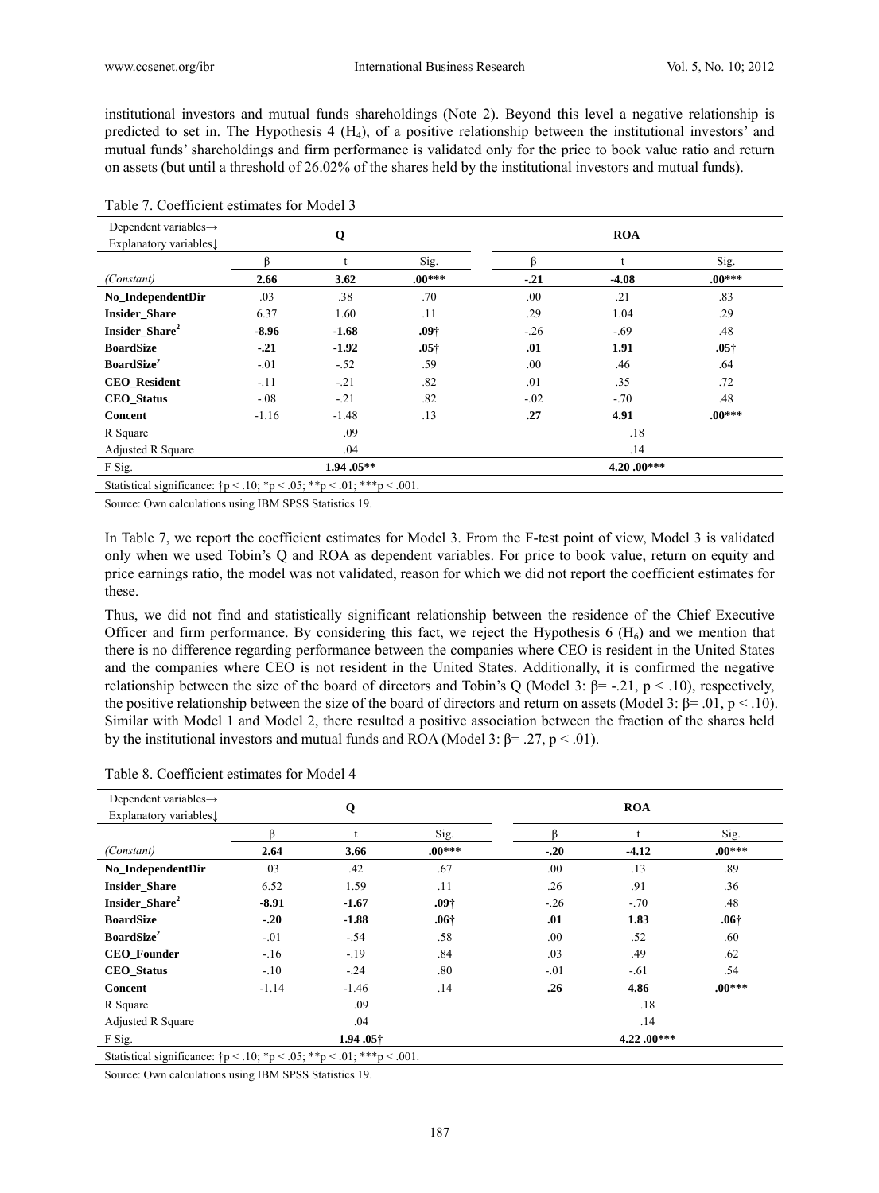institutional investors and mutual funds shareholdings (Note 2). Beyond this level a negative relationship is predicted to set in. The Hypothesis 4 ($H_4$), of a positive relationship between the institutional investors' and mutual funds' shareholdings and firm performance is validated only for the price to book value ratio and return on assets (but until a threshold of 26.02% of the shares held by the institutional investors and mutual funds).

Table 7. Coefficient estimates for Model 3

| Dependent variables→ Explanatory variables↓ | Q | | | ROA | | |
|---|---|---|---|---|---|---|
| | β | t | Sig. | β | t | Sig. |
| *(Constant)* | **2.66** | **3.62** | **.00*** ** | **-.21** | **-4.08** | **.00*** ** |
| **No_IndependentDir** | .03 | .38 | .70 | .00 | .21 | .83 |
| **Insider_Share** | 6.37 | 1.60 | .11 | .29 | 1.04 | .29 |
| **Insider_Share$^2$** | **-8.96** | **-1.68** | **.09†** | -.26 | -.69 | .48 |
| **BoardSize** | **-.21** | **-1.92** | **.05†** | **.01** | **1.91** | **.05†** |
| **BoardSize$^2$** | -.01 | -.52 | .59 | .00 | .46 | .64 |
| **CEO_Resident** | -.11 | -.21 | .82 | .01 | .35 | .72 |
| **CEO_Status** | -.08 | -.21 | .82 | -.02 | -.70 | .48 |
| **Concent** | -1.16 | -1.48 | .13 | **.27** | **4.91** | **.00*** ** |
| R Square | | .09 | | | .18 | |
| Adjusted R Square | | .04 | | | .14 | |
| F Sig. | | **1.94 .05** ** | | | **4.20 .00*** ** | |

Statistical significance: †p < .10; *p < .05; **p < .01; ***p < .001.

Source: Own calculations using IBM SPSS Statistics 19.

In Table 7, we report the coefficient estimates for Model 3. From the F-test point of view, Model 3 is validated only when we used Tobin's Q and ROA as dependent variables. For price to book value, return on equity and price earnings ratio, the model was not validated, reason for which we did not report the coefficient estimates for these.

Thus, we did not find and statistically significant relationship between the residence of the Chief Executive Officer and firm performance. By considering this fact, we reject the Hypothesis 6 ($H_6$) and we mention that there is no difference regarding performance between the companies where CEO is resident in the United States and the companies where CEO is not resident in the United States. Additionally, it is confirmed the negative relationship between the size of the board of directors and Tobin's Q (Model 3: $\beta = -.21$, $p < .10$), respectively, the positive relationship between the size of the board of directors and return on assets (Model 3: $\beta = .01$, $p < .10$). Similar with Model 1 and Model 2, there resulted a positive association between the fraction of the shares held by the institutional investors and mutual funds and ROA (Model 3: $\beta = .27$, $p < .01$).

Table 8. Coefficient estimates for Model 4

| Dependent variables→ Explanatory variables↓ | Q | | | ROA | | |
|---|---|---|---|---|---|---|
| | β | t | Sig. | β | t | Sig. |
| *(Constant)* | **2.64** | **3.66** | **.00*** ** | **-.20** | **-4.12** | **.00*** ** |
| **No_IndependentDir** | .03 | .42 | .67 | .00 | .13 | .89 |
| **Insider_Share** | 6.52 | 1.59 | .11 | .26 | .91 | .36 |
| **Insider_Share$^2$** | **-8.91** | **-1.67** | **.09†** | -.26 | -.70 | .48 |
| **BoardSize** | **-.20** | **-1.88** | **.06†** | **.01** | **1.83** | **.06†** |
| **BoardSize$^2$** | -.01 | -.54 | .58 | .00 | .52 | .60 |
| **CEO_Founder** | -.16 | -.19 | .84 | .03 | .49 | .62 |
| **CEO_Status** | -.10 | -.24 | .80 | -.01 | -.61 | .54 |
| **Concent** | -1.14 | -1.46 | .14 | **.26** | **4.86** | **.00*** ** |
| R Square | | .09 | | | .18 | |
| Adjusted R Square | | .04 | | | .14 | |
| F Sig. | | **1.94 .05†** | | | **4.22 .00*** ** | |

Statistical significance: †p < .10; *p < .05; **p < .01; ***p < .001.

Source: Own calculations using IBM SPSS Statistics 19.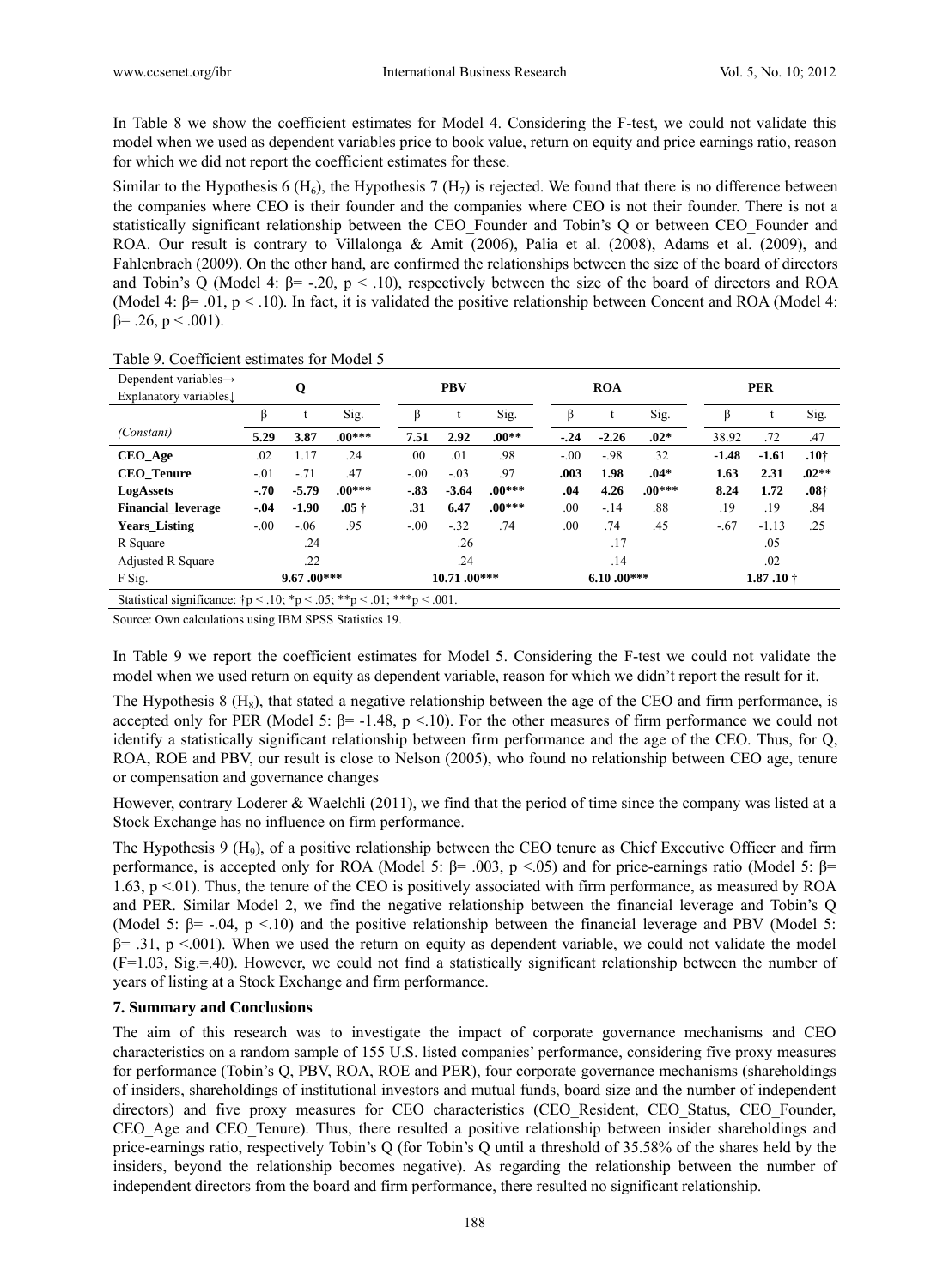In Table 8 we show the coefficient estimates for Model 4. Considering the F-test, we could not validate this model when we used as dependent variables price to book value, return on equity and price earnings ratio, reason for which we did not report the coefficient estimates for these.

Similar to the Hypothesis 6 ($H_6$), the Hypothesis 7 ($H_7$) is rejected. We found that there is no difference between the companies where CEO is their founder and the companies where CEO is not their founder. There is not a statistically significant relationship between the CEO_Founder and Tobin's Q or between CEO_Founder and ROA. Our result is contrary to Villalonga & Amit (2006), Palia et al. (2008), Adams et al. (2009), and Fahlenbrach (2009). On the other hand, are confirmed the relationships between the size of the board of directors and Tobin's Q (Model 4: $\beta = -.20$, $p < .10$), respectively between the size of the board of directors and ROA (Model 4: $\beta = .01$, $p < .10$). In fact, it is validated the positive relationship between Concent and ROA (Model 4: $\beta = .26$, $p < .001$).

Table 9. Coefficient estimates for Model 5

| Dependent variables→ Explanatory variables↓ | Q | | | PBV | | | ROA | | | PER | | |
|---|---|---|---|---|---|---|---|---|---|---|---|---|
| | β | t | Sig. | β | t | Sig. | β | t | Sig. | β | t | Sig. |
| *(Constant)* | **5.29** | **3.87** | **.00*** ** | **7.51** | **2.92** | **.00**** | **-.24** | **-2.26** | **.02*** | 38.92 | .72 | .47 |
| **CEO_Age** | .02 | 1.17 | .24 | .00 | .01 | .98 | -.00 | -.98 | .32 | **-1.48** | **-1.61** | **.10†** |
| **CEO_Tenure** | -.01 | -.71 | .47 | -.00 | -.03 | .97 | **.003** | **1.98** | **.04*** | **1.63** | **2.31** | **.02**** |
| **LogAssets** | **-.70** | **-5.79** | **.00*** ** | **-.83** | **-3.64** | **.00*** ** | **.04** | **4.26** | **.00*** ** | **8.24** | **1.72** | **.08†** |
| **Financial_leverage** | **-.04** | **-1.90** | **.05 †** | **.31** | **6.47** | **.00*** ** | .00 | -.14 | .88 | .19 | .19 | .84 |
| **Years_Listing** | -.00 | -.06 | .95 | -.00 | -.32 | .74 | .00 | .74 | .45 | -.67 | -1.13 | .25 |
| R Square | | .24 | | | .26 | | | .17 | | | .05 | |
| Adjusted R Square | | .22 | | | .24 | | | .14 | | | .02 | |
| F Sig. | | **9.67 .00*** ** | | | **10.71 .00*** ** | | | **6.10 .00*** ** | | | **1.87 .10 †** | |

Statistical significance: †p < .10; *p < .05; **p < .01; ***p < .001.

Source: Own calculations using IBM SPSS Statistics 19.

In Table 9 we report the coefficient estimates for Model 5. Considering the F-test we could not validate the model when we used return on equity as dependent variable, reason for which we didn't report the result for it.

The Hypothesis 8 ($H_8$), that stated a negative relationship between the age of the CEO and firm performance, is accepted only for PER (Model 5: $\beta = -1.48$, $p < .10$). For the other measures of firm performance we could not identify a statistically significant relationship between firm performance and the age of the CEO. Thus, for Q, ROA, ROE and PBV, our result is close to Nelson (2005), who found no relationship between CEO age, tenure or compensation and governance changes

However, contrary Loderer & Waelchli (2011), we find that the period of time since the company was listed at a Stock Exchange has no influence on firm performance.

The Hypothesis 9 ($H_9$), of a positive relationship between the CEO tenure as Chief Executive Officer and firm performance, is accepted only for ROA (Model 5: $\beta = .003$, $p < .05$) and for price-earnings ratio (Model 5: $\beta = 1.63$, $p < .01$). Thus, the tenure of the CEO is positively associated with firm performance, as measured by ROA and PER. Similar Model 2, we find the negative relationship between the financial leverage and Tobin's Q (Model 5: $\beta = -.04$, $p < .10$) and the positive relationship between the financial leverage and PBV (Model 5: $\beta = .31$, $p < .001$). When we used the return on equity as dependent variable, we could not validate the model ($F = 1.03$, Sig.=.40). However, we could not find a statistically significant relationship between the number of years of listing at a Stock Exchange and firm performance.

### 7. Summary and Conclusions

The aim of this research was to investigate the impact of corporate governance mechanisms and CEO characteristics on a random sample of 155 U.S. listed companies' performance, considering five proxy measures for performance (Tobin's Q, PBV, ROA, ROE and PER), four corporate governance mechanisms (shareholdings of insiders, shareholdings of institutional investors and mutual funds, board size and the number of independent directors) and five proxy measures for CEO characteristics (CEO_Resident, CEO_Status, CEO_Founder, CEO_Age and CEO_Tenure). Thus, there resulted a positive relationship between insider shareholdings and price-earnings ratio, respectively Tobin's Q (for Tobin's Q until a threshold of 35.58% of the shares held by the insiders, beyond the relationship becomes negative). As regarding the relationship between the number of independent directors from the board and firm performance, there resulted no significant relationship.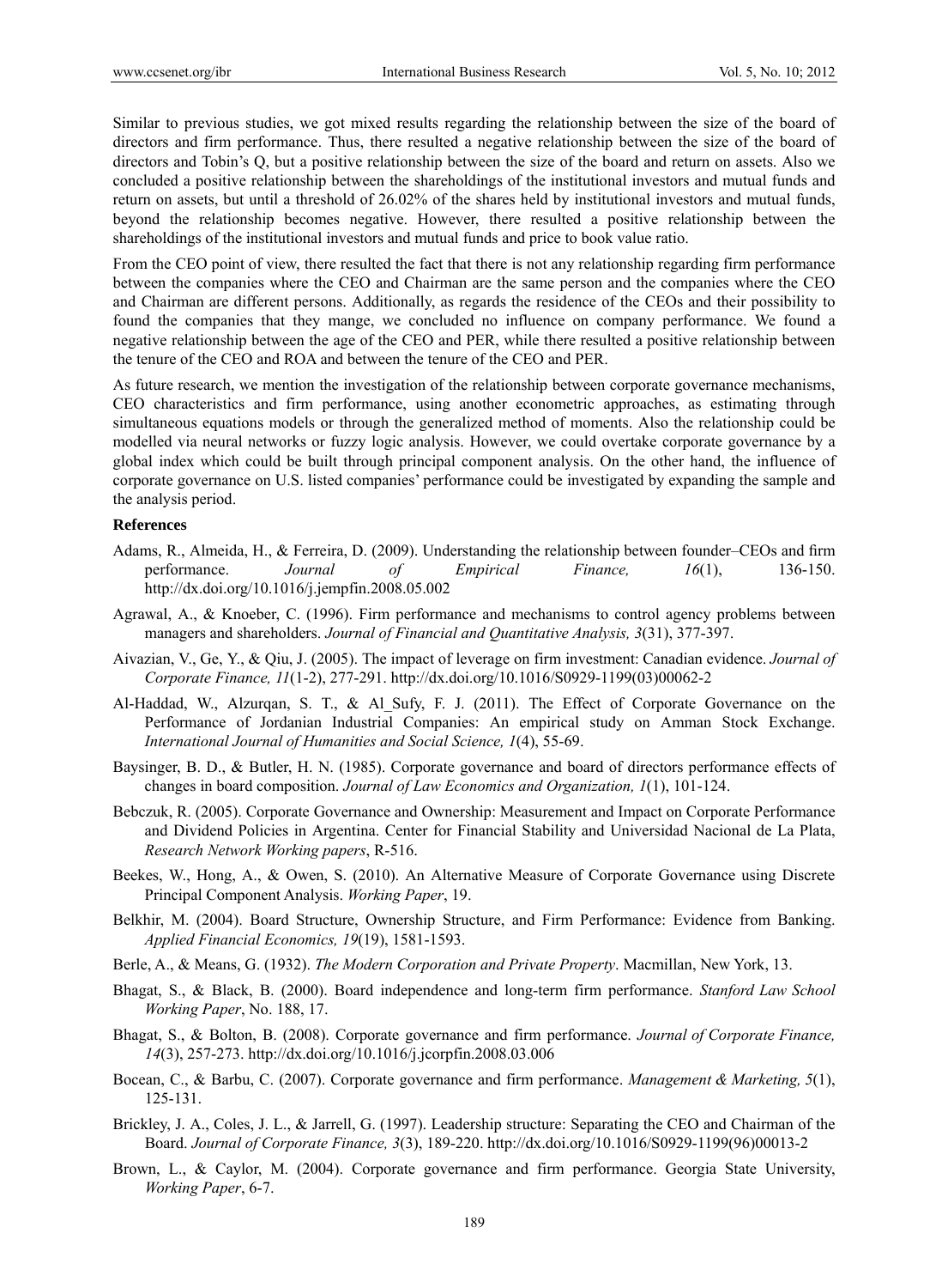Similar to previous studies, we got mixed results regarding the relationship between the size of the board of directors and firm performance. Thus, there resulted a negative relationship between the size of the board of directors and Tobin's Q, but a positive relationship between the size of the board and return on assets. Also we concluded a positive relationship between the shareholdings of the institutional investors and mutual funds and return on assets, but until a threshold of 26.02% of the shares held by institutional investors and mutual funds, beyond the relationship becomes negative. However, there resulted a positive relationship between the shareholdings of the institutional investors and mutual funds and price to book value ratio.

From the CEO point of view, there resulted the fact that there is not any relationship regarding firm performance between the companies where the CEO and Chairman are the same person and the companies where the CEO and Chairman are different persons. Additionally, as regards the residence of the CEOs and their possibility to found the companies that they mange, we concluded no influence on company performance. We found a negative relationship between the age of the CEO and PER, while there resulted a positive relationship between the tenure of the CEO and ROA and between the tenure of the CEO and PER.

As future research, we mention the investigation of the relationship between corporate governance mechanisms, CEO characteristics and firm performance, using another econometric approaches, as estimating through simultaneous equations models or through the generalized method of moments. Also the relationship could be modelled via neural networks or fuzzy logic analysis. However, we could overtake corporate governance by a global index which could be built through principal component analysis. On the other hand, the influence of corporate governance on U.S. listed companies' performance could be investigated by expanding the sample and the analysis period.

**References**

Adams, R., Almeida, H., & Ferreira, D. (2009). Understanding the relationship between founder–CEOs and firm performance. *Journal of Empirical Finance, 16*(1), 136-150. http://dx.doi.org/10.1016/j.jempfin.2008.05.002

Agrawal, A., & Knoeber, C. (1996). Firm performance and mechanisms to control agency problems between managers and shareholders. *Journal of Financial and Quantitative Analysis, 3*(31), 377-397.

Aivazian, V., Ge, Y., & Qiu, J. (2005). The impact of leverage on firm investment: Canadian evidence. *Journal of Corporate Finance, 11*(1-2), 277-291. http://dx.doi.org/10.1016/S0929-1199(03)00062-2

Al-Haddad, W., Alzurqan, S. T., & Al_Sufy, F. J. (2011). The Effect of Corporate Governance on the Performance of Jordanian Industrial Companies: An empirical study on Amman Stock Exchange. *International Journal of Humanities and Social Science, 1*(4), 55-69.

Baysinger, B. D., & Butler, H. N. (1985). Corporate governance and board of directors performance effects of changes in board composition. *Journal of Law Economics and Organization, 1*(1), 101-124.

Bebczuk, R. (2005). Corporate Governance and Ownership: Measurement and Impact on Corporate Performance and Dividend Policies in Argentina. Center for Financial Stability and Universidad Nacional de La Plata, *Research Network Working papers*, R-516.

Beekes, W., Hong, A., & Owen, S. (2010). An Alternative Measure of Corporate Governance using Discrete Principal Component Analysis. *Working Paper*, 19.

Belkhir, M. (2004). Board Structure, Ownership Structure, and Firm Performance: Evidence from Banking. *Applied Financial Economics, 19*(19), 1581-1593.

Berle, A., & Means, G. (1932). *The Modern Corporation and Private Property*. Macmillan, New York, 13.

Bhagat, S., & Black, B. (2000). Board independence and long-term firm performance. *Stanford Law School Working Paper*, No. 188, 17.

Bhagat, S., & Bolton, B. (2008). Corporate governance and firm performance. *Journal of Corporate Finance, 14*(3), 257-273. http://dx.doi.org/10.1016/j.jcorpfin.2008.03.006

Bocean, C., & Barbu, C. (2007). Corporate governance and firm performance. *Management & Marketing, 5*(1), 125-131.

Brickley, J. A., Coles, J. L., & Jarrell, G. (1997). Leadership structure: Separating the CEO and Chairman of the Board. *Journal of Corporate Finance, 3*(3), 189-220. http://dx.doi.org/10.1016/S0929-1199(96)00013-2

Brown, L., & Caylor, M. (2004). Corporate governance and firm performance. Georgia State University, *Working Paper*, 6-7.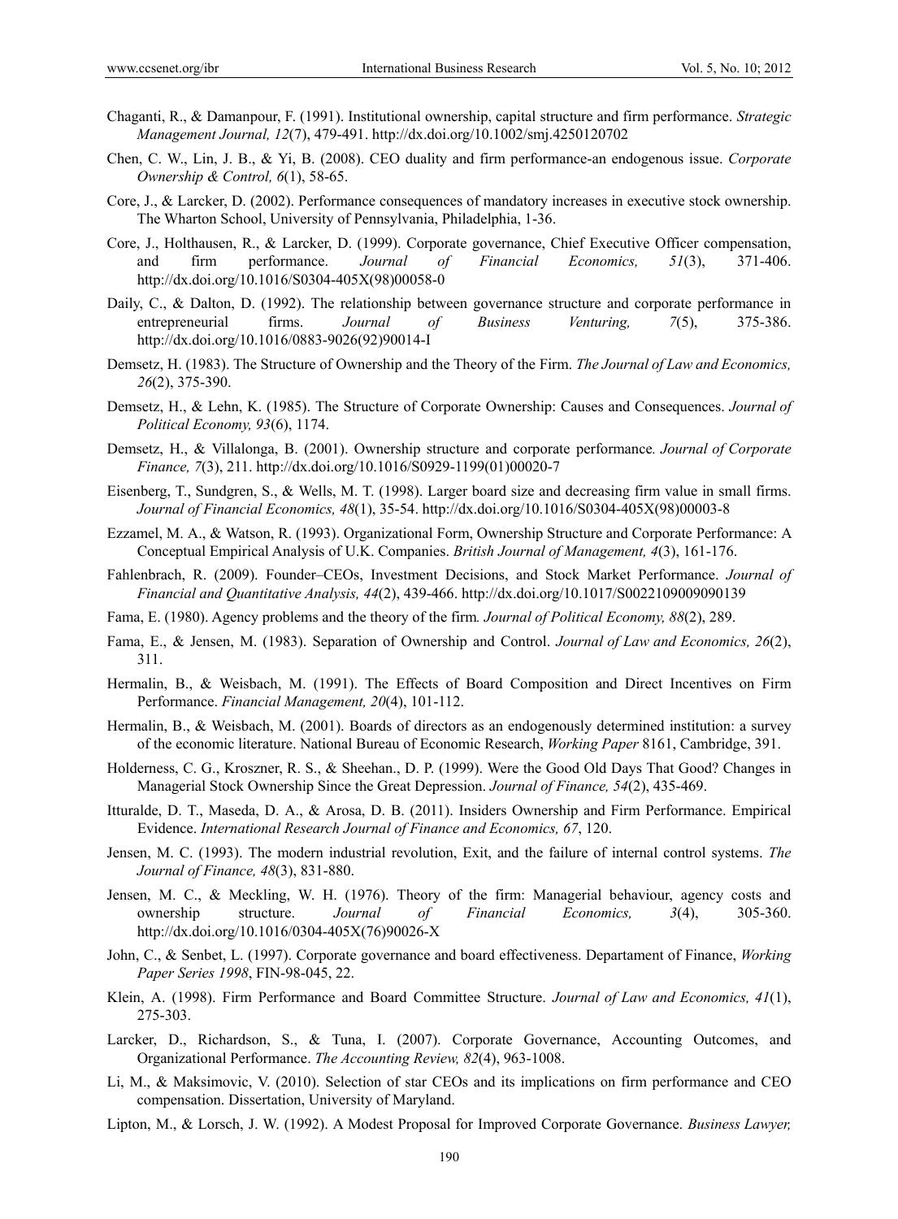Chaganti, R., & Damanpour, F. (1991). Institutional ownership, capital structure and firm performance. *Strategic Management Journal, 12*(7), 479-491. http://dx.doi.org/10.1002/smj.4250120702

Chen, C. W., Lin, J. B., & Yi, B. (2008). CEO duality and firm performance-an endogenous issue. *Corporate Ownership & Control, 6*(1), 58-65.

Core, J., & Larcker, D. (2002). Performance consequences of mandatory increases in executive stock ownership. The Wharton School, University of Pennsylvania, Philadelphia, 1-36.

Core, J., Holthausen, R., & Larcker, D. (1999). Corporate governance, Chief Executive Officer compensation, and firm performance. *Journal of Financial Economics, 51*(3), 371-406. http://dx.doi.org/10.1016/S0304-405X(98)00058-0

Daily, C., & Dalton, D. (1992). The relationship between governance structure and corporate performance in entrepreneurial firms. *Journal of Business Venturing, 7*(5), 375-386. http://dx.doi.org/10.1016/0883-9026(92)90014-I

Demsetz, H. (1983). The Structure of Ownership and the Theory of the Firm. *The Journal of Law and Economics, 26*(2), 375-390.

Demsetz, H., & Lehn, K. (1985). The Structure of Corporate Ownership: Causes and Consequences. *Journal of Political Economy, 93*(6), 1174.

Demsetz, H., & Villalonga, B. (2001). Ownership structure and corporate performance*. Journal of Corporate Finance, 7*(3), 211. http://dx.doi.org/10.1016/S0929-1199(01)00020-7

Eisenberg, T., Sundgren, S., & Wells, M. T. (1998). Larger board size and decreasing firm value in small firms. *Journal of Financial Economics, 48*(1), 35-54. http://dx.doi.org/10.1016/S0304-405X(98)00003-8

Ezzamel, M. A., & Watson, R. (1993). Organizational Form, Ownership Structure and Corporate Performance: A Conceptual Empirical Analysis of U.K. Companies. *British Journal of Management, 4*(3), 161-176.

Fahlenbrach, R. (2009). Founder–CEOs, Investment Decisions, and Stock Market Performance. *Journal of Financial and Quantitative Analysis, 44*(2), 439-466. http://dx.doi.org/10.1017/S0022109009090139

Fama, E. (1980). Agency problems and the theory of the firm*. Journal of Political Economy, 88*(2), 289.

Fama, E., & Jensen, M. (1983). Separation of Ownership and Control. *Journal of Law and Economics, 26*(2), 311.

Hermalin, B., & Weisbach, M. (1991). The Effects of Board Composition and Direct Incentives on Firm Performance. *Financial Management, 20*(4), 101-112.

Hermalin, B., & Weisbach, M. (2001). Boards of directors as an endogenously determined institution: a survey of the economic literature. National Bureau of Economic Research, *Working Paper* 8161, Cambridge, 391.

Holderness, C. G., Kroszner, R. S., & Sheehan., D. P. (1999). Were the Good Old Days That Good? Changes in Managerial Stock Ownership Since the Great Depression. *Journal of Finance, 54*(2), 435-469.

Itturalde, D. T., Maseda, D. A., & Arosa, D. B. (2011). Insiders Ownership and Firm Performance. Empirical Evidence. *International Research Journal of Finance and Economics, 67*, 120.

Jensen, M. C. (1993). The modern industrial revolution, Exit, and the failure of internal control systems. *The Journal of Finance, 48*(3), 831-880.

Jensen, M. C., & Meckling, W. H. (1976). Theory of the firm: Managerial behaviour, agency costs and ownership structure. *Journal of Financial Economics, 3*(4), 305-360. http://dx.doi.org/10.1016/0304-405X(76)90026-X

John, C., & Senbet, L. (1997). Corporate governance and board effectiveness. Departament of Finance, *Working Paper Series 1998*, FIN-98-045, 22.

Klein, A. (1998). Firm Performance and Board Committee Structure. *Journal of Law and Economics, 41*(1), 275-303.

Larcker, D., Richardson, S., & Tuna, I. (2007). Corporate Governance, Accounting Outcomes, and Organizational Performance. *The Accounting Review, 82*(4), 963-1008.

Li, M., & Maksimovic, V. (2010). Selection of star CEOs and its implications on firm performance and CEO compensation. Dissertation, University of Maryland.

Lipton, M., & Lorsch, J. W. (1992). A Modest Proposal for Improved Corporate Governance. *Business Lawyer,*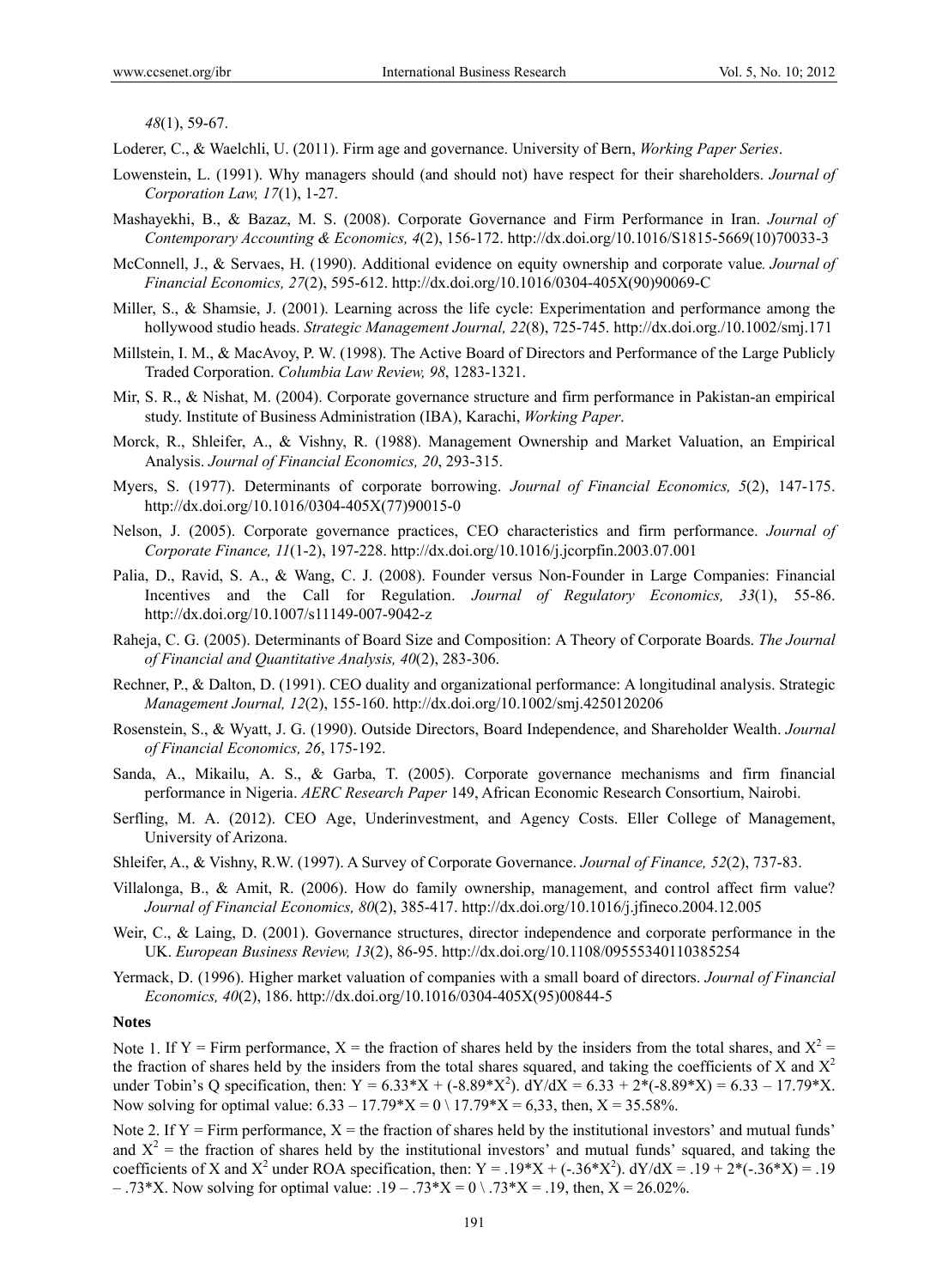*48*(1), 59-67.

Loderer, C., & Waelchli, U. (2011). Firm age and governance. University of Bern, *Working Paper Series*.

Lowenstein, L. (1991). Why managers should (and should not) have respect for their shareholders. *Journal of Corporation Law, 17*(1), 1-27.

Mashayekhi, B., & Bazaz, M. S. (2008). Corporate Governance and Firm Performance in Iran. *Journal of Contemporary Accounting & Economics, 4*(2), 156-172. http://dx.doi.org/10.1016/S1815-5669(10)70033-3

McConnell, J., & Servaes, H. (1990). Additional evidence on equity ownership and corporate value. *Journal of Financial Economics, 27*(2), 595-612. http://dx.doi.org/10.1016/0304-405X(90)90069-C

Miller, S., & Shamsie, J. (2001). Learning across the life cycle: Experimentation and performance among the hollywood studio heads. *Strategic Management Journal, 22*(8), 725-745. http://dx.doi.org./10.1002/smj.171

Millstein, I. M., & MacAvoy, P. W. (1998). The Active Board of Directors and Performance of the Large Publicly Traded Corporation. *Columbia Law Review, 98*, 1283-1321.

Mir, S. R., & Nishat, M. (2004). Corporate governance structure and firm performance in Pakistan-an empirical study. Institute of Business Administration (IBA), Karachi, *Working Paper*.

Morck, R., Shleifer, A., & Vishny, R. (1988). Management Ownership and Market Valuation, an Empirical Analysis. *Journal of Financial Economics, 20*, 293-315.

Myers, S. (1977). Determinants of corporate borrowing. *Journal of Financial Economics, 5*(2), 147-175. http://dx.doi.org/10.1016/0304-405X(77)90015-0

Nelson, J. (2005). Corporate governance practices, CEO characteristics and firm performance. *Journal of Corporate Finance, 11*(1-2), 197-228. http://dx.doi.org/10.1016/j.jcorpfin.2003.07.001

Palia, D., Ravid, S. A., & Wang, C. J. (2008). Founder versus Non-Founder in Large Companies: Financial Incentives and the Call for Regulation. *Journal of Regulatory Economics, 33*(1), 55-86. http://dx.doi.org/10.1007/s11149-007-9042-z

Raheja, C. G. (2005). Determinants of Board Size and Composition: A Theory of Corporate Boards. *The Journal of Financial and Quantitative Analysis, 40*(2), 283-306.

Rechner, P., & Dalton, D. (1991). CEO duality and organizational performance: A longitudinal analysis. Strategic *Management Journal, 12*(2), 155-160. http://dx.doi.org/10.1002/smj.4250120206

Rosenstein, S., & Wyatt, J. G. (1990). Outside Directors, Board Independence, and Shareholder Wealth. *Journal of Financial Economics, 26*, 175-192.

Sanda, A., Mikailu, A. S., & Garba, T. (2005). Corporate governance mechanisms and firm financial performance in Nigeria. *AERC Research Paper* 149, African Economic Research Consortium, Nairobi.

Serfling, M. A. (2012). CEO Age, Underinvestment, and Agency Costs. Eller College of Management, University of Arizona.

Shleifer, A., & Vishny, R.W. (1997). A Survey of Corporate Governance. *Journal of Finance, 52*(2), 737-83.

Villalonga, B., & Amit, R. (2006). How do family ownership, management, and control affect firm value? *Journal of Financial Economics, 80*(2), 385-417. http://dx.doi.org/10.1016/j.jfineco.2004.12.005

Weir, C., & Laing, D. (2001). Governance structures, director independence and corporate performance in the UK. *European Business Review, 13*(2), 86-95. http://dx.doi.org/10.1108/09555340110385254

Yermack, D. (1996). Higher market valuation of companies with a small board of directors. *Journal of Financial Economics, 40*(2), 186. http://dx.doi.org/10.1016/0304-405X(95)00844-5

**Notes**

Note 1. If Y = Firm performance, X = the fraction of shares held by the insiders from the total shares, and $X^2$ = the fraction of shares held by the insiders from the total shares squared, and taking the coefficients of X and $X^2$ under Tobin's Q specification, then: $Y = 6.33*X + (-8.89*X^2)$. $dY/dX = 6.33 + 2*(-8.89*X) = 6.33 - 17.79*X$. Now solving for optimal value: $6.33 - 17.79*X = 0 \setminus 17.79*X = 6{,}33$, then, X = 35.58%.

Note 2. If Y = Firm performance, X = the fraction of shares held by the institutional investors' and mutual funds' and $X^2$ = the fraction of shares held by the institutional investors' and mutual funds' squared, and taking the coefficients of X and $X^2$ under ROA specification, then: $Y = .19*X + (-.36*X^2)$. $dY/dX = .19 + 2*(-.36*X) = .19 - .73*X$. Now solving for optimal value: $.19 - .73*X = 0 \setminus .73*X = .19$, then, X = 26.02%.